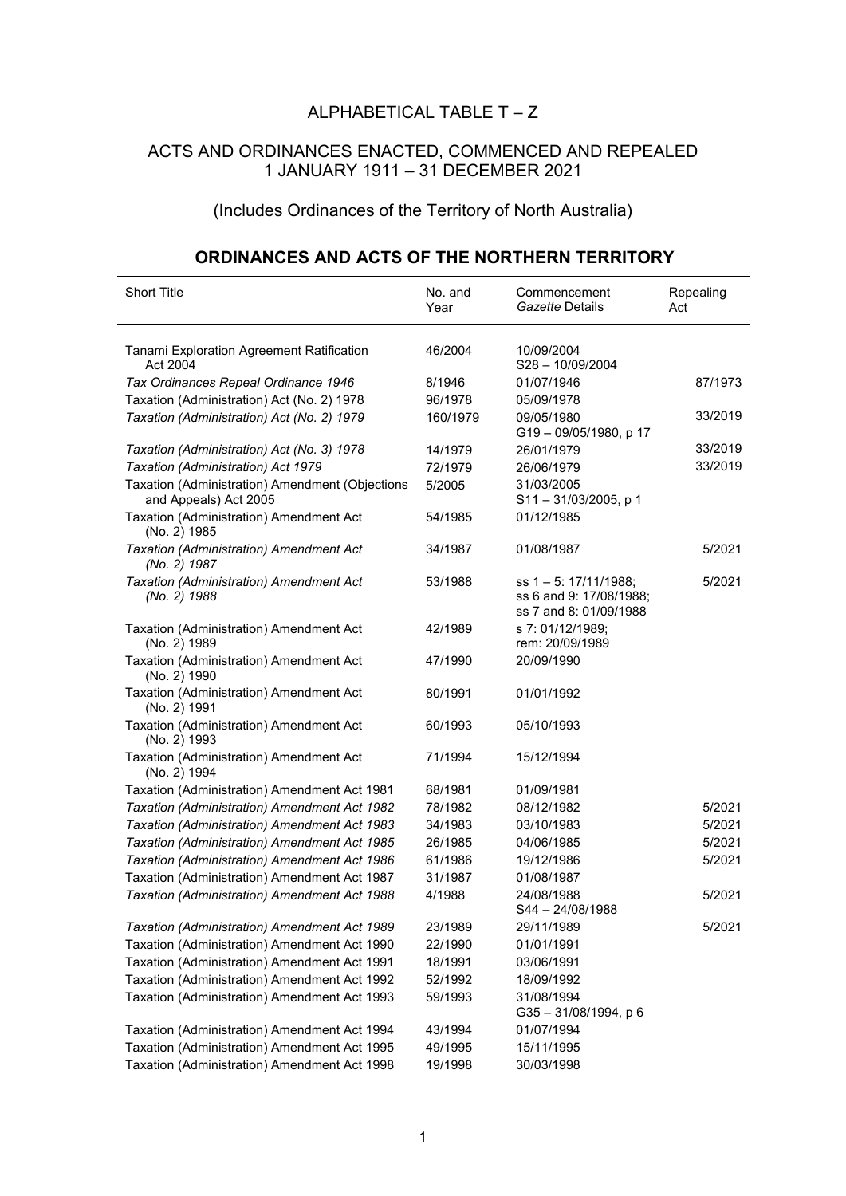# ALPHABETICAL TABLE T – Z

## ACTS AND ORDINANCES ENACTED, COMMENCED AND REPEALED 1 JANUARY 1911 – 31 DECEMBER 2021

(Includes Ordinances of the Territory of North Australia)

## ORDINANCES AND ACTS OF THE NORTHERN TERRITORY

| Short Title | No. and Year | Commencement *Gazette* Details | Repealing Act |
|---|---|---|---|
| Tanami Exploration Agreement Ratification Act 2004 | 46/2004 | 10/09/2004<br>S28 – 10/09/2004 | |
| *Tax Ordinances Repeal Ordinance 1946* | 8/1946 | 01/07/1946 | 87/1973 |
| Taxation (Administration) Act (No. 2) 1978 | 96/1978 | 05/09/1978 | |
| *Taxation (Administration) Act (No. 2) 1979* | 160/1979 | 09/05/1980<br>G19 – 09/05/1980, p 17 | 33/2019 |
| *Taxation (Administration) Act (No. 3) 1978* | 14/1979 | 26/01/1979 | 33/2019 |
| *Taxation (Administration) Act 1979* | 72/1979 | 26/06/1979 | 33/2019 |
| Taxation (Administration) Amendment (Objections and Appeals) Act 2005 | 5/2005 | 31/03/2005<br>S11 – 31/03/2005, p 1 | |
| Taxation (Administration) Amendment Act (No. 2) 1985 | 54/1985 | 01/12/1985 | |
| *Taxation (Administration) Amendment Act (No. 2) 1987* | 34/1987 | 01/08/1987 | 5/2021 |
| *Taxation (Administration) Amendment Act (No. 2) 1988* | 53/1988 | ss 1 – 5: 17/11/1988;<br>ss 6 and 9: 17/08/1988;<br>ss 7 and 8: 01/09/1988 | 5/2021 |
| Taxation (Administration) Amendment Act (No. 2) 1989 | 42/1989 | s 7: 01/12/1989;<br>rem: 20/09/1989 | |
| Taxation (Administration) Amendment Act (No. 2) 1990 | 47/1990 | 20/09/1990 | |
| Taxation (Administration) Amendment Act (No. 2) 1991 | 80/1991 | 01/01/1992 | |
| Taxation (Administration) Amendment Act (No. 2) 1993 | 60/1993 | 05/10/1993 | |
| Taxation (Administration) Amendment Act (No. 2) 1994 | 71/1994 | 15/12/1994 | |
| Taxation (Administration) Amendment Act 1981 | 68/1981 | 01/09/1981 | |
| *Taxation (Administration) Amendment Act 1982* | 78/1982 | 08/12/1982 | 5/2021 |
| *Taxation (Administration) Amendment Act 1983* | 34/1983 | 03/10/1983 | 5/2021 |
| *Taxation (Administration) Amendment Act 1985* | 26/1985 | 04/06/1985 | 5/2021 |
| *Taxation (Administration) Amendment Act 1986* | 61/1986 | 19/12/1986 | 5/2021 |
| Taxation (Administration) Amendment Act 1987 | 31/1987 | 01/08/1987 | |
| *Taxation (Administration) Amendment Act 1988* | 4/1988 | 24/08/1988<br>S44 – 24/08/1988 | 5/2021 |
| *Taxation (Administration) Amendment Act 1989* | 23/1989 | 29/11/1989 | 5/2021 |
| Taxation (Administration) Amendment Act 1990 | 22/1990 | 01/01/1991 | |
| Taxation (Administration) Amendment Act 1991 | 18/1991 | 03/06/1991 | |
| Taxation (Administration) Amendment Act 1992 | 52/1992 | 18/09/1992 | |
| Taxation (Administration) Amendment Act 1993 | 59/1993 | 31/08/1994<br>G35 – 31/08/1994, p 6 | |
| Taxation (Administration) Amendment Act 1994 | 43/1994 | 01/07/1994 | |
| Taxation (Administration) Amendment Act 1995 | 49/1995 | 15/11/1995 | |
| Taxation (Administration) Amendment Act 1998 | 19/1998 | 30/03/1998 | |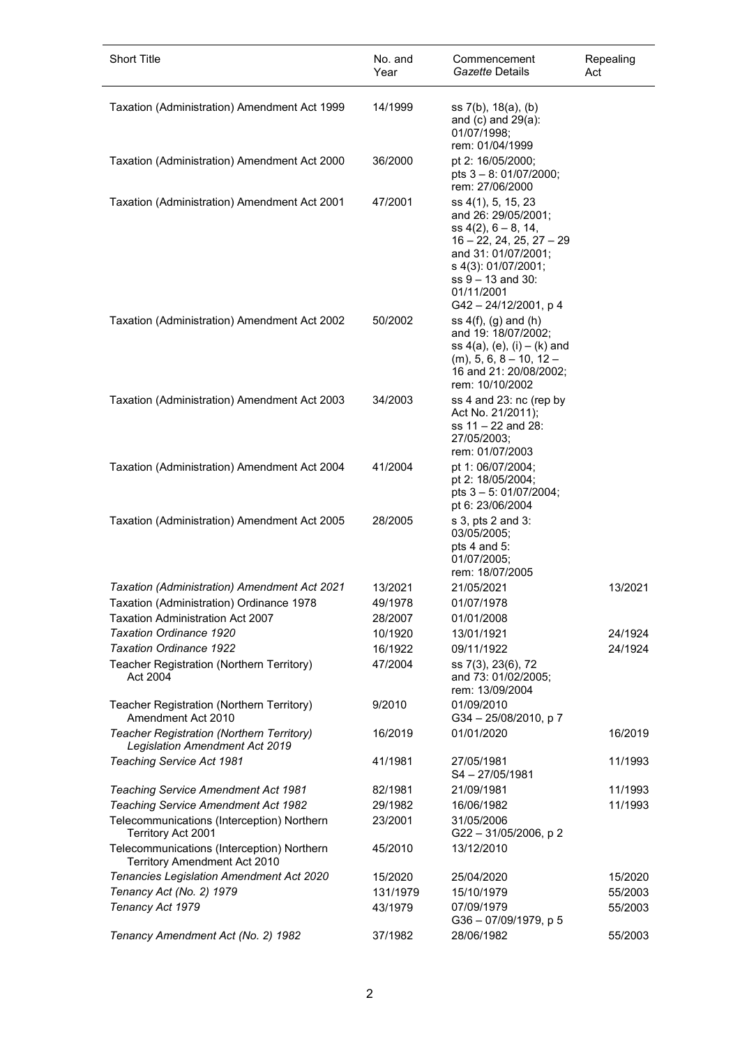| Short Title | No. and Year | Commencement *Gazette* Details | Repealing Act |
|---|---|---|---|
| Taxation (Administration) Amendment Act 1999 | 14/1999 | ss 7(b), 18(a), (b) and (c) and 29(a): 01/07/1998; rem: 01/04/1999 | |
| Taxation (Administration) Amendment Act 2000 | 36/2000 | pt 2: 16/05/2000; pts 3 – 8: 01/07/2000; rem: 27/06/2000 | |
| Taxation (Administration) Amendment Act 2001 | 47/2001 | ss 4(1), 5, 15, 23 and 26: 29/05/2001; ss 4(2), 6 – 8, 14, 16 – 22, 24, 25, 27 – 29 and 31: 01/07/2001; s 4(3): 01/07/2001; ss 9 – 13 and 30: 01/11/2001 G42 – 24/12/2001, p 4 | |
| Taxation (Administration) Amendment Act 2002 | 50/2002 | ss 4(f), (g) and (h) and 19: 18/07/2002; ss 4(a), (e), (i) – (k) and (m), 5, 6, 8 – 10, 12 – 16 and 21: 20/08/2002; rem: 10/10/2002 | |
| Taxation (Administration) Amendment Act 2003 | 34/2003 | ss 4 and 23: nc (rep by Act No. 21/2011); ss 11 – 22 and 28: 27/05/2003; rem: 01/07/2003 | |
| Taxation (Administration) Amendment Act 2004 | 41/2004 | pt 1: 06/07/2004; pt 2: 18/05/2004; pts 3 – 5: 01/07/2004; pt 6: 23/06/2004 | |
| Taxation (Administration) Amendment Act 2005 | 28/2005 | s 3, pts 2 and 3: 03/05/2005; pts 4 and 5: 01/07/2005; rem: 18/07/2005 | |
| *Taxation (Administration) Amendment Act 2021* | 13/2021 | 21/05/2021 | 13/2021 |
| Taxation (Administration) Ordinance 1978 | 49/1978 | 01/07/1978 | |
| Taxation Administration Act 2007 | 28/2007 | 01/01/2008 | |
| *Taxation Ordinance 1920* | 10/1920 | 13/01/1921 | 24/1924 |
| *Taxation Ordinance 1922* | 16/1922 | 09/11/1922 | 24/1924 |
| Teacher Registration (Northern Territory) Act 2004 | 47/2004 | ss 7(3), 23(6), 72 and 73: 01/02/2005; rem: 13/09/2004 | |
| Teacher Registration (Northern Territory) Amendment Act 2010 | 9/2010 | 01/09/2010 G34 – 25/08/2010, p 7 | |
| *Teacher Registration (Northern Territory) Legislation Amendment Act 2019* | 16/2019 | 01/01/2020 | 16/2019 |
| *Teaching Service Act 1981* | 41/1981 | 27/05/1981 S4 – 27/05/1981 | 11/1993 |
| *Teaching Service Amendment Act 1981* | 82/1981 | 21/09/1981 | 11/1993 |
| *Teaching Service Amendment Act 1982* | 29/1982 | 16/06/1982 | 11/1993 |
| Telecommunications (Interception) Northern Territory Act 2001 | 23/2001 | 31/05/2006 G22 – 31/05/2006, p 2 | |
| Telecommunications (Interception) Northern Territory Amendment Act 2010 | 45/2010 | 13/12/2010 | |
| *Tenancies Legislation Amendment Act 2020* | 15/2020 | 25/04/2020 | 15/2020 |
| *Tenancy Act (No. 2) 1979* | 131/1979 | 15/10/1979 | 55/2003 |
| *Tenancy Act 1979* | 43/1979 | 07/09/1979 G36 – 07/09/1979, p 5 | 55/2003 |
| *Tenancy Amendment Act (No. 2) 1982* | 37/1982 | 28/06/1982 | 55/2003 |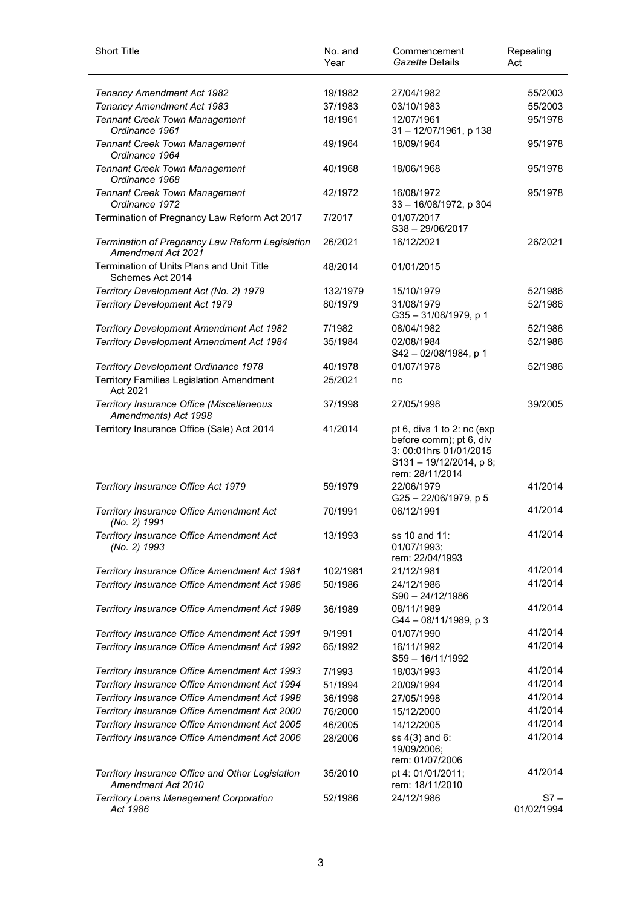| Short Title | No. and Year | Commencement *Gazette* Details | Repealing Act |
|---|---|---|---|
| *Tenancy Amendment Act 1982* | 19/1982 | 27/04/1982 | 55/2003 |
| *Tenancy Amendment Act 1983* | 37/1983 | 03/10/1983 | 55/2003 |
| *Tennant Creek Town Management Ordinance 1961* | 18/1961 | 12/07/1961 31 – 12/07/1961, p 138 | 95/1978 |
| *Tennant Creek Town Management Ordinance 1964* | 49/1964 | 18/09/1964 | 95/1978 |
| *Tennant Creek Town Management Ordinance 1968* | 40/1968 | 18/06/1968 | 95/1978 |
| *Tennant Creek Town Management Ordinance 1972* | 42/1972 | 16/08/1972 33 – 16/08/1972, p 304 | 95/1978 |
| Termination of Pregnancy Law Reform Act 2017 | 7/2017 | 01/07/2017 S38 – 29/06/2017 | |
| *Termination of Pregnancy Law Reform Legislation Amendment Act 2021* | 26/2021 | 16/12/2021 | 26/2021 |
| Termination of Units Plans and Unit Title Schemes Act 2014 | 48/2014 | 01/01/2015 | |
| *Territory Development Act (No. 2) 1979* | 132/1979 | 15/10/1979 | 52/1986 |
| *Territory Development Act 1979* | 80/1979 | 31/08/1979 G35 – 31/08/1979, p 1 | 52/1986 |
| *Territory Development Amendment Act 1982* | 7/1982 | 08/04/1982 | 52/1986 |
| *Territory Development Amendment Act 1984* | 35/1984 | 02/08/1984 S42 – 02/08/1984, p 1 | 52/1986 |
| *Territory Development Ordinance 1978* | 40/1978 | 01/07/1978 | 52/1986 |
| Territory Families Legislation Amendment Act 2021 | 25/2021 | nc | |
| *Territory Insurance Office (Miscellaneous Amendments) Act 1998* | 37/1998 | 27/05/1998 | 39/2005 |
| Territory Insurance Office (Sale) Act 2014 | 41/2014 | pt 6, divs 1 to 2: nc (exp before comm); pt 6, div 3: 00:01hrs 01/01/2015 S131 – 19/12/2014, p 8; rem: 28/11/2014 | |
| *Territory Insurance Office Act 1979* | 59/1979 | 22/06/1979 G25 – 22/06/1979, p 5 | 41/2014 |
| *Territory Insurance Office Amendment Act (No. 2) 1991* | 70/1991 | 06/12/1991 | 41/2014 |
| *Territory Insurance Office Amendment Act (No. 2) 1993* | 13/1993 | ss 10 and 11: 01/07/1993; rem: 22/04/1993 | 41/2014 |
| *Territory Insurance Office Amendment Act 1981* | 102/1981 | 21/12/1981 | 41/2014 |
| *Territory Insurance Office Amendment Act 1986* | 50/1986 | 24/12/1986 S90 – 24/12/1986 | 41/2014 |
| *Territory Insurance Office Amendment Act 1989* | 36/1989 | 08/11/1989 G44 – 08/11/1989, p 3 | 41/2014 |
| *Territory Insurance Office Amendment Act 1991* | 9/1991 | 01/07/1990 | 41/2014 |
| *Territory Insurance Office Amendment Act 1992* | 65/1992 | 16/11/1992 S59 – 16/11/1992 | 41/2014 |
| *Territory Insurance Office Amendment Act 1993* | 7/1993 | 18/03/1993 | 41/2014 |
| *Territory Insurance Office Amendment Act 1994* | 51/1994 | 20/09/1994 | 41/2014 |
| *Territory Insurance Office Amendment Act 1998* | 36/1998 | 27/05/1998 | 41/2014 |
| *Territory Insurance Office Amendment Act 2000* | 76/2000 | 15/12/2000 | 41/2014 |
| *Territory Insurance Office Amendment Act 2005* | 46/2005 | 14/12/2005 | 41/2014 |
| *Territory Insurance Office Amendment Act 2006* | 28/2006 | ss 4(3) and 6: 19/09/2006; rem: 01/07/2006 | 41/2014 |
| *Territory Insurance Office and Other Legislation Amendment Act 2010* | 35/2010 | pt 4: 01/01/2011; rem: 18/11/2010 | 41/2014 |
| *Territory Loans Management Corporation Act 1986* | 52/1986 | 24/12/1986 | S7 – 01/02/1994 |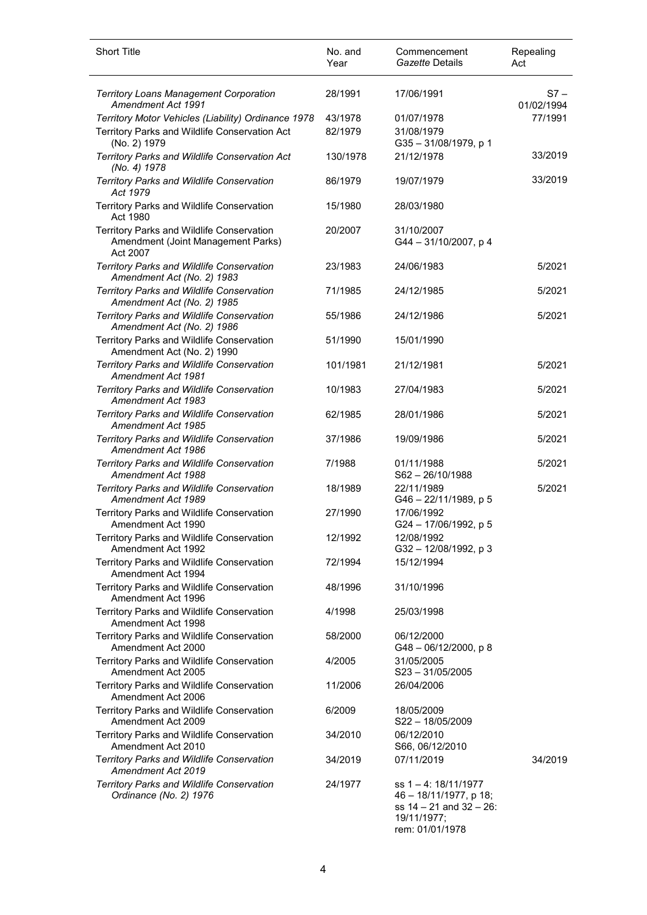| Short Title | No. and Year | Commencement *Gazette* Details | Repealing Act |
|---|---|---|---|
| *Territory Loans Management Corporation Amendment Act 1991* | 28/1991 | 17/06/1991 | S7 – 01/02/1994 |
| *Territory Motor Vehicles (Liability) Ordinance 1978* | 43/1978 | 01/07/1978 | 77/1991 |
| Territory Parks and Wildlife Conservation Act (No. 2) 1979 | 82/1979 | 31/08/1979 G35 – 31/08/1979, p 1 | |
| *Territory Parks and Wildlife Conservation Act (No. 4) 1978* | 130/1978 | 21/12/1978 | 33/2019 |
| *Territory Parks and Wildlife Conservation Act 1979* | 86/1979 | 19/07/1979 | 33/2019 |
| Territory Parks and Wildlife Conservation Act 1980 | 15/1980 | 28/03/1980 | |
| Territory Parks and Wildlife Conservation Amendment (Joint Management Parks) Act 2007 | 20/2007 | 31/10/2007 G44 – 31/10/2007, p 4 | |
| *Territory Parks and Wildlife Conservation Amendment Act (No. 2) 1983* | 23/1983 | 24/06/1983 | 5/2021 |
| *Territory Parks and Wildlife Conservation Amendment Act (No. 2) 1985* | 71/1985 | 24/12/1985 | 5/2021 |
| *Territory Parks and Wildlife Conservation Amendment Act (No. 2) 1986* | 55/1986 | 24/12/1986 | 5/2021 |
| Territory Parks and Wildlife Conservation Amendment Act (No. 2) 1990 | 51/1990 | 15/01/1990 | |
| *Territory Parks and Wildlife Conservation Amendment Act 1981* | 101/1981 | 21/12/1981 | 5/2021 |
| *Territory Parks and Wildlife Conservation Amendment Act 1983* | 10/1983 | 27/04/1983 | 5/2021 |
| *Territory Parks and Wildlife Conservation Amendment Act 1985* | 62/1985 | 28/01/1986 | 5/2021 |
| *Territory Parks and Wildlife Conservation Amendment Act 1986* | 37/1986 | 19/09/1986 | 5/2021 |
| *Territory Parks and Wildlife Conservation Amendment Act 1988* | 7/1988 | 01/11/1988 S62 – 26/10/1988 | 5/2021 |
| *Territory Parks and Wildlife Conservation Amendment Act 1989* | 18/1989 | 22/11/1989 G46 – 22/11/1989, p 5 | 5/2021 |
| Territory Parks and Wildlife Conservation Amendment Act 1990 | 27/1990 | 17/06/1992 G24 – 17/06/1992, p 5 | |
| Territory Parks and Wildlife Conservation Amendment Act 1992 | 12/1992 | 12/08/1992 G32 – 12/08/1992, p 3 | |
| Territory Parks and Wildlife Conservation Amendment Act 1994 | 72/1994 | 15/12/1994 | |
| Territory Parks and Wildlife Conservation Amendment Act 1996 | 48/1996 | 31/10/1996 | |
| Territory Parks and Wildlife Conservation Amendment Act 1998 | 4/1998 | 25/03/1998 | |
| Territory Parks and Wildlife Conservation Amendment Act 2000 | 58/2000 | 06/12/2000 G48 – 06/12/2000, p 8 | |
| Territory Parks and Wildlife Conservation Amendment Act 2005 | 4/2005 | 31/05/2005 S23 – 31/05/2005 | |
| Territory Parks and Wildlife Conservation Amendment Act 2006 | 11/2006 | 26/04/2006 | |
| Territory Parks and Wildlife Conservation Amendment Act 2009 | 6/2009 | 18/05/2009 S22 – 18/05/2009 | |
| Territory Parks and Wildlife Conservation Amendment Act 2010 | 34/2010 | 06/12/2010 S66, 06/12/2010 | |
| *Territory Parks and Wildlife Conservation Amendment Act 2019* | 34/2019 | 07/11/2019 | 34/2019 |
| *Territory Parks and Wildlife Conservation Ordinance (No. 2) 1976* | 24/1977 | ss 1 – 4: 18/11/1977 46 – 18/11/1977, p 18; ss 14 – 21 and 32 – 26: 19/11/1977; rem: 01/01/1978 | |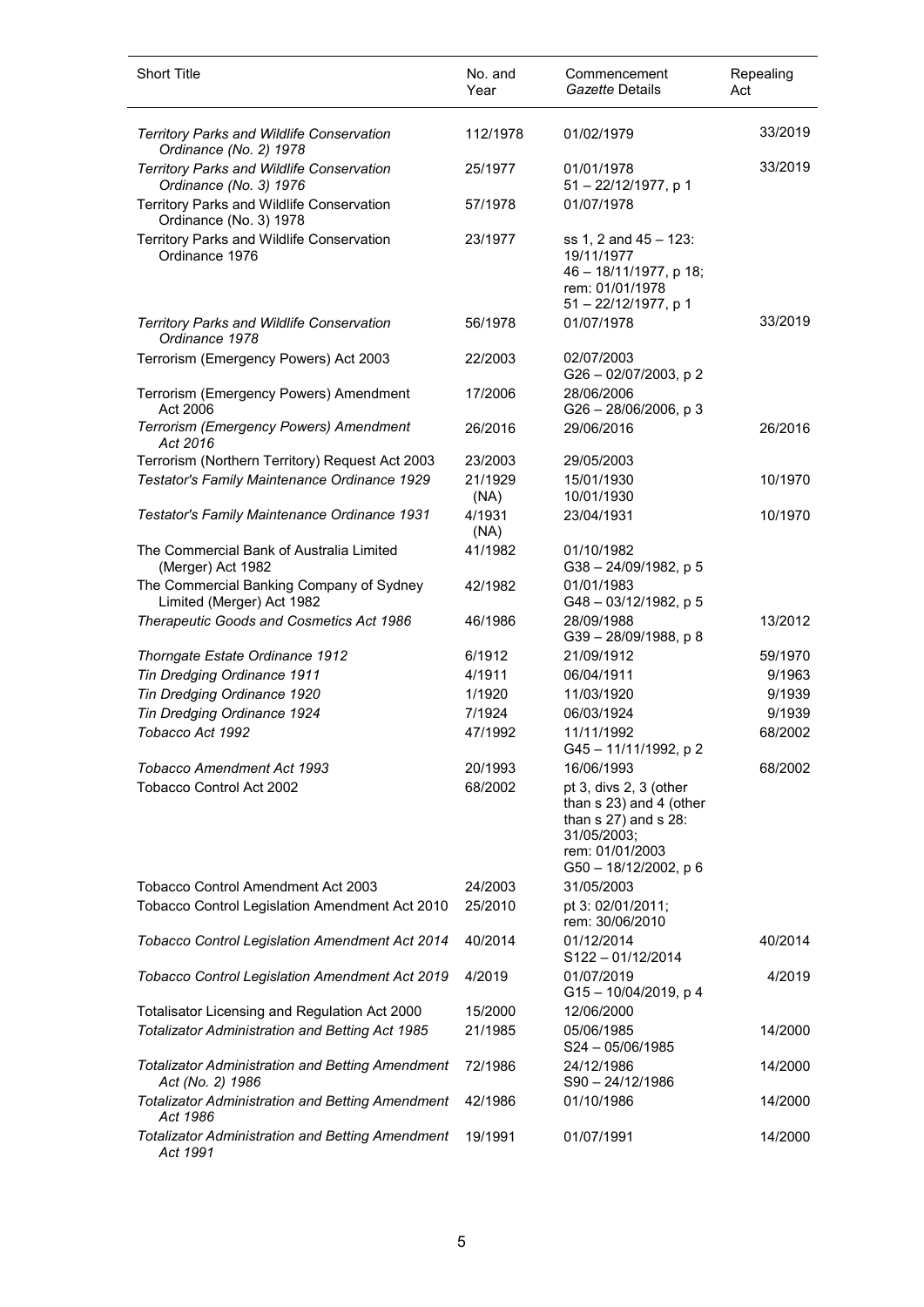| Short Title | No. and Year | Commencement *Gazette* Details | Repealing Act |
|---|---|---|---|
| *Territory Parks and Wildlife Conservation Ordinance (No. 2) 1978* | 112/1978 | 01/02/1979 | 33/2019 |
| *Territory Parks and Wildlife Conservation Ordinance (No. 3) 1976* | 25/1977 | 01/01/1978<br>51 – 22/12/1977, p 1 | 33/2019 |
| Territory Parks and Wildlife Conservation Ordinance (No. 3) 1978 | 57/1978 | 01/07/1978 | |
| Territory Parks and Wildlife Conservation Ordinance 1976 | 23/1977 | ss 1, 2 and 45 – 123: 19/11/1977<br>46 – 18/11/1977, p 18;<br>rem: 01/01/1978<br>51 – 22/12/1977, p 1 | |
| *Territory Parks and Wildlife Conservation Ordinance 1978* | 56/1978 | 01/07/1978 | 33/2019 |
| Terrorism (Emergency Powers) Act 2003 | 22/2003 | 02/07/2003<br>G26 – 02/07/2003, p 2 | |
| Terrorism (Emergency Powers) Amendment Act 2006 | 17/2006 | 28/06/2006<br>G26 – 28/06/2006, p 3 | |
| *Terrorism (Emergency Powers) Amendment Act 2016* | 26/2016 | 29/06/2016 | 26/2016 |
| Terrorism (Northern Territory) Request Act 2003 | 23/2003 | 29/05/2003 | |
| *Testator's Family Maintenance Ordinance 1929* | 21/1929 (NA) | 15/01/1930<br>10/01/1930 | 10/1970 |
| *Testator's Family Maintenance Ordinance 1931* | 4/1931 (NA) | 23/04/1931 | 10/1970 |
| The Commercial Bank of Australia Limited (Merger) Act 1982 | 41/1982 | 01/10/1982<br>G38 – 24/09/1982, p 5 | |
| The Commercial Banking Company of Sydney Limited (Merger) Act 1982 | 42/1982 | 01/01/1983<br>G48 – 03/12/1982, p 5 | |
| *Therapeutic Goods and Cosmetics Act 1986* | 46/1986 | 28/09/1988<br>G39 – 28/09/1988, p 8 | 13/2012 |
| *Thorngate Estate Ordinance 1912* | 6/1912 | 21/09/1912 | 59/1970 |
| *Tin Dredging Ordinance 1911* | 4/1911 | 06/04/1911 | 9/1963 |
| *Tin Dredging Ordinance 1920* | 1/1920 | 11/03/1920 | 9/1939 |
| *Tin Dredging Ordinance 1924* | 7/1924 | 06/03/1924 | 9/1939 |
| *Tobacco Act 1992* | 47/1992 | 11/11/1992<br>G45 – 11/11/1992, p 2 | 68/2002 |
| *Tobacco Amendment Act 1993* | 20/1993 | 16/06/1993 | 68/2002 |
| Tobacco Control Act 2002 | 68/2002 | pt 3, divs 2, 3 (other than s 23) and 4 (other than s 27) and s 28: 31/05/2003;<br>rem: 01/01/2003<br>G50 – 18/12/2002, p 6 | |
| Tobacco Control Amendment Act 2003 | 24/2003 | 31/05/2003 | |
| Tobacco Control Legislation Amendment Act 2010 | 25/2010 | pt 3: 02/01/2011;<br>rem: 30/06/2010 | |
| *Tobacco Control Legislation Amendment Act 2014* | 40/2014 | 01/12/2014<br>S122 – 01/12/2014 | 40/2014 |
| *Tobacco Control Legislation Amendment Act 2019* | 4/2019 | 01/07/2019<br>G15 – 10/04/2019, p 4 | 4/2019 |
| Totalisator Licensing and Regulation Act 2000 | 15/2000 | 12/06/2000 | |
| *Totalizator Administration and Betting Act 1985* | 21/1985 | 05/06/1985<br>S24 – 05/06/1985 | 14/2000 |
| *Totalizator Administration and Betting Amendment Act (No. 2) 1986* | 72/1986 | 24/12/1986<br>S90 – 24/12/1986 | 14/2000 |
| *Totalizator Administration and Betting Amendment Act 1986* | 42/1986 | 01/10/1986 | 14/2000 |
| *Totalizator Administration and Betting Amendment Act 1991* | 19/1991 | 01/07/1991 | 14/2000 |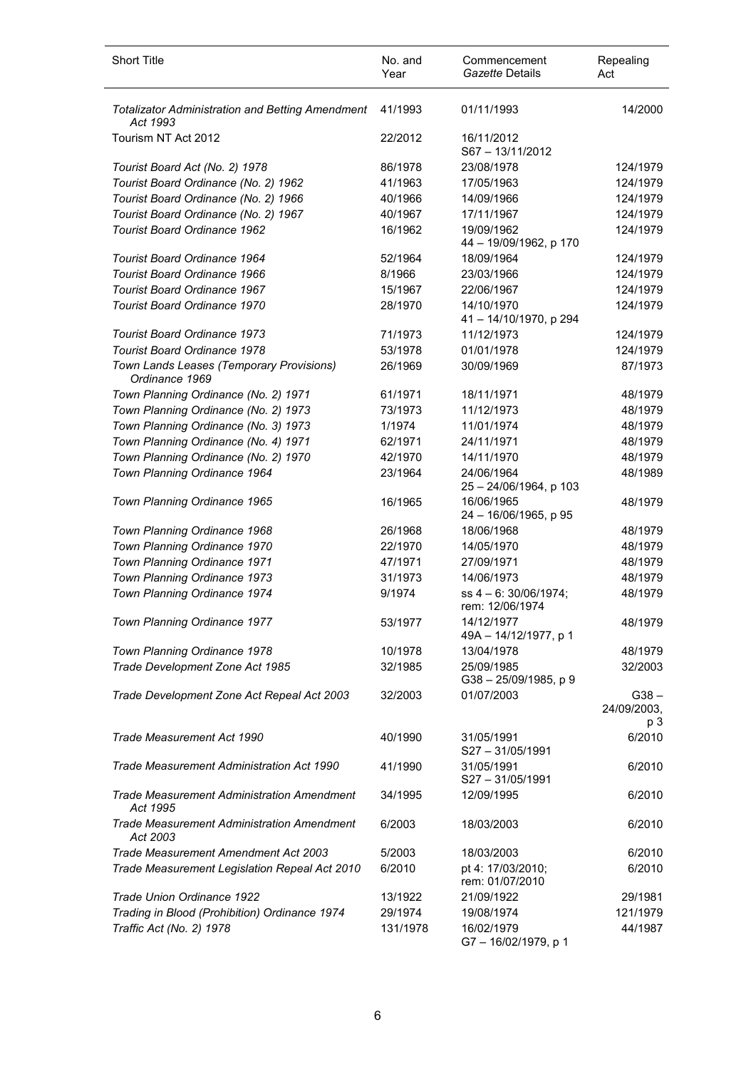| Short Title | No. and Year | Commencement *Gazette* Details | Repealing Act |
|---|---|---|---|
| *Totalizator Administration and Betting Amendment Act 1993* | 41/1993 | 01/11/1993 | 14/2000 |
| Tourism NT Act 2012 | 22/2012 | 16/11/2012<br>S67 – 13/11/2012 | |
| *Tourist Board Act (No. 2) 1978* | 86/1978 | 23/08/1978 | 124/1979 |
| *Tourist Board Ordinance (No. 2) 1962* | 41/1963 | 17/05/1963 | 124/1979 |
| *Tourist Board Ordinance (No. 2) 1966* | 40/1966 | 14/09/1966 | 124/1979 |
| *Tourist Board Ordinance (No. 2) 1967* | 40/1967 | 17/11/1967 | 124/1979 |
| *Tourist Board Ordinance 1962* | 16/1962 | 19/09/1962<br>44 – 19/09/1962, p 170 | 124/1979 |
| *Tourist Board Ordinance 1964* | 52/1964 | 18/09/1964 | 124/1979 |
| *Tourist Board Ordinance 1966* | 8/1966 | 23/03/1966 | 124/1979 |
| *Tourist Board Ordinance 1967* | 15/1967 | 22/06/1967 | 124/1979 |
| *Tourist Board Ordinance 1970* | 28/1970 | 14/10/1970<br>41 – 14/10/1970, p 294 | 124/1979 |
| *Tourist Board Ordinance 1973* | 71/1973 | 11/12/1973 | 124/1979 |
| *Tourist Board Ordinance 1978* | 53/1978 | 01/01/1978 | 124/1979 |
| *Town Lands Leases (Temporary Provisions) Ordinance 1969* | 26/1969 | 30/09/1969 | 87/1973 |
| *Town Planning Ordinance (No. 2) 1971* | 61/1971 | 18/11/1971 | 48/1979 |
| *Town Planning Ordinance (No. 2) 1973* | 73/1973 | 11/12/1973 | 48/1979 |
| *Town Planning Ordinance (No. 3) 1973* | 1/1974 | 11/01/1974 | 48/1979 |
| *Town Planning Ordinance (No. 4) 1971* | 62/1971 | 24/11/1971 | 48/1979 |
| *Town Planning Ordinance (No. 2) 1970* | 42/1970 | 14/11/1970 | 48/1979 |
| *Town Planning Ordinance 1964* | 23/1964 | 24/06/1964<br>25 – 24/06/1964, p 103 | 48/1989 |
| *Town Planning Ordinance 1965* | 16/1965 | 16/06/1965<br>24 – 16/06/1965, p 95 | 48/1979 |
| *Town Planning Ordinance 1968* | 26/1968 | 18/06/1968 | 48/1979 |
| *Town Planning Ordinance 1970* | 22/1970 | 14/05/1970 | 48/1979 |
| *Town Planning Ordinance 1971* | 47/1971 | 27/09/1971 | 48/1979 |
| *Town Planning Ordinance 1973* | 31/1973 | 14/06/1973 | 48/1979 |
| *Town Planning Ordinance 1974* | 9/1974 | ss 4 – 6: 30/06/1974;<br>rem: 12/06/1974 | 48/1979 |
| *Town Planning Ordinance 1977* | 53/1977 | 14/12/1977<br>49A – 14/12/1977, p 1 | 48/1979 |
| *Town Planning Ordinance 1978* | 10/1978 | 13/04/1978 | 48/1979 |
| *Trade Development Zone Act 1985* | 32/1985 | 25/09/1985<br>G38 – 25/09/1985, p 9 | 32/2003 |
| *Trade Development Zone Act Repeal Act 2003* | 32/2003 | 01/07/2003 | G38 – 24/09/2003, p 3 |
| *Trade Measurement Act 1990* | 40/1990 | 31/05/1991<br>S27 – 31/05/1991 | 6/2010 |
| *Trade Measurement Administration Act 1990* | 41/1990 | 31/05/1991<br>S27 – 31/05/1991 | 6/2010 |
| *Trade Measurement Administration Amendment Act 1995* | 34/1995 | 12/09/1995 | 6/2010 |
| *Trade Measurement Administration Amendment Act 2003* | 6/2003 | 18/03/2003 | 6/2010 |
| *Trade Measurement Amendment Act 2003* | 5/2003 | 18/03/2003 | 6/2010 |
| *Trade Measurement Legislation Repeal Act 2010* | 6/2010 | pt 4: 17/03/2010;<br>rem: 01/07/2010 | 6/2010 |
| *Trade Union Ordinance 1922* | 13/1922 | 21/09/1922 | 29/1981 |
| *Trading in Blood (Prohibition) Ordinance 1974* | 29/1974 | 19/08/1974 | 121/1979 |
| *Traffic Act (No. 2) 1978* | 131/1978 | 16/02/1979<br>G7 – 16/02/1979, p 1 | 44/1987 |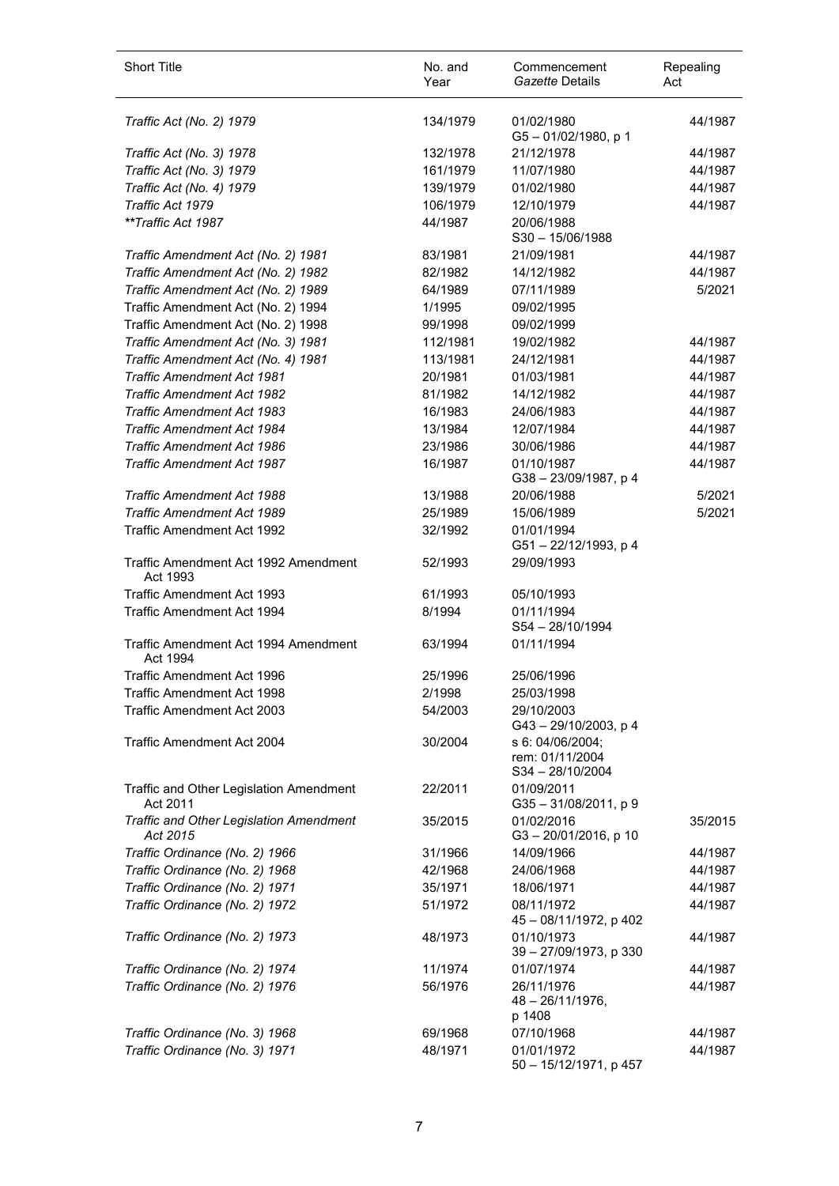| Short Title | No. and Year | Commencement *Gazette* Details | Repealing Act |
|---|---|---|---|
| *Traffic Act (No. 2) 1979* | 134/1979 | 01/02/1980<br>G5 – 01/02/1980, p 1 | 44/1987 |
| *Traffic Act (No. 3) 1978* | 132/1978 | 21/12/1978 | 44/1987 |
| *Traffic Act (No. 3) 1979* | 161/1979 | 11/07/1980 | 44/1987 |
| *Traffic Act (No. 4) 1979* | 139/1979 | 01/02/1980 | 44/1987 |
| *Traffic Act 1979* | 106/1979 | 12/10/1979 | 44/1987 |
| *\*\*Traffic Act 1987* | 44/1987 | 20/06/1988<br>S30 – 15/06/1988 | |
| *Traffic Amendment Act (No. 2) 1981* | 83/1981 | 21/09/1981 | 44/1987 |
| *Traffic Amendment Act (No. 2) 1982* | 82/1982 | 14/12/1982 | 44/1987 |
| *Traffic Amendment Act (No. 2) 1989* | 64/1989 | 07/11/1989 | 5/2021 |
| Traffic Amendment Act (No. 2) 1994 | 1/1995 | 09/02/1995 | |
| Traffic Amendment Act (No. 2) 1998 | 99/1998 | 09/02/1999 | |
| *Traffic Amendment Act (No. 3) 1981* | 112/1981 | 19/02/1982 | 44/1987 |
| *Traffic Amendment Act (No. 4) 1981* | 113/1981 | 24/12/1981 | 44/1987 |
| *Traffic Amendment Act 1981* | 20/1981 | 01/03/1981 | 44/1987 |
| *Traffic Amendment Act 1982* | 81/1982 | 14/12/1982 | 44/1987 |
| *Traffic Amendment Act 1983* | 16/1983 | 24/06/1983 | 44/1987 |
| *Traffic Amendment Act 1984* | 13/1984 | 12/07/1984 | 44/1987 |
| *Traffic Amendment Act 1986* | 23/1986 | 30/06/1986 | 44/1987 |
| *Traffic Amendment Act 1987* | 16/1987 | 01/10/1987<br>G38 – 23/09/1987, p 4 | 44/1987 |
| *Traffic Amendment Act 1988* | 13/1988 | 20/06/1988 | 5/2021 |
| *Traffic Amendment Act 1989* | 25/1989 | 15/06/1989 | 5/2021 |
| Traffic Amendment Act 1992 | 32/1992 | 01/01/1994<br>G51 – 22/12/1993, p 4 | |
| Traffic Amendment Act 1992 Amendment Act 1993 | 52/1993 | 29/09/1993 | |
| Traffic Amendment Act 1993 | 61/1993 | 05/10/1993 | |
| Traffic Amendment Act 1994 | 8/1994 | 01/11/1994<br>S54 – 28/10/1994 | |
| Traffic Amendment Act 1994 Amendment Act 1994 | 63/1994 | 01/11/1994 | |
| Traffic Amendment Act 1996 | 25/1996 | 25/06/1996 | |
| Traffic Amendment Act 1998 | 2/1998 | 25/03/1998 | |
| Traffic Amendment Act 2003 | 54/2003 | 29/10/2003<br>G43 – 29/10/2003, p 4 | |
| Traffic Amendment Act 2004 | 30/2004 | s 6: 04/06/2004;<br>rem: 01/11/2004<br>S34 – 28/10/2004 | |
| Traffic and Other Legislation Amendment Act 2011 | 22/2011 | 01/09/2011<br>G35 – 31/08/2011, p 9 | |
| *Traffic and Other Legislation Amendment Act 2015* | 35/2015 | 01/02/2016<br>G3 – 20/01/2016, p 10 | 35/2015 |
| *Traffic Ordinance (No. 2) 1966* | 31/1966 | 14/09/1966 | 44/1987 |
| *Traffic Ordinance (No. 2) 1968* | 42/1968 | 24/06/1968 | 44/1987 |
| *Traffic Ordinance (No. 2) 1971* | 35/1971 | 18/06/1971 | 44/1987 |
| *Traffic Ordinance (No. 2) 1972* | 51/1972 | 08/11/1972<br>45 – 08/11/1972, p 402 | 44/1987 |
| *Traffic Ordinance (No. 2) 1973* | 48/1973 | 01/10/1973<br>39 – 27/09/1973, p 330 | 44/1987 |
| *Traffic Ordinance (No. 2) 1974* | 11/1974 | 01/07/1974 | 44/1987 |
| *Traffic Ordinance (No. 2) 1976* | 56/1976 | 26/11/1976<br>48 – 26/11/1976, p 1408 | 44/1987 |
| *Traffic Ordinance (No. 3) 1968* | 69/1968 | 07/10/1968 | 44/1987 |
| *Traffic Ordinance (No. 3) 1971* | 48/1971 | 01/01/1972<br>50 – 15/12/1971, p 457 | 44/1987 |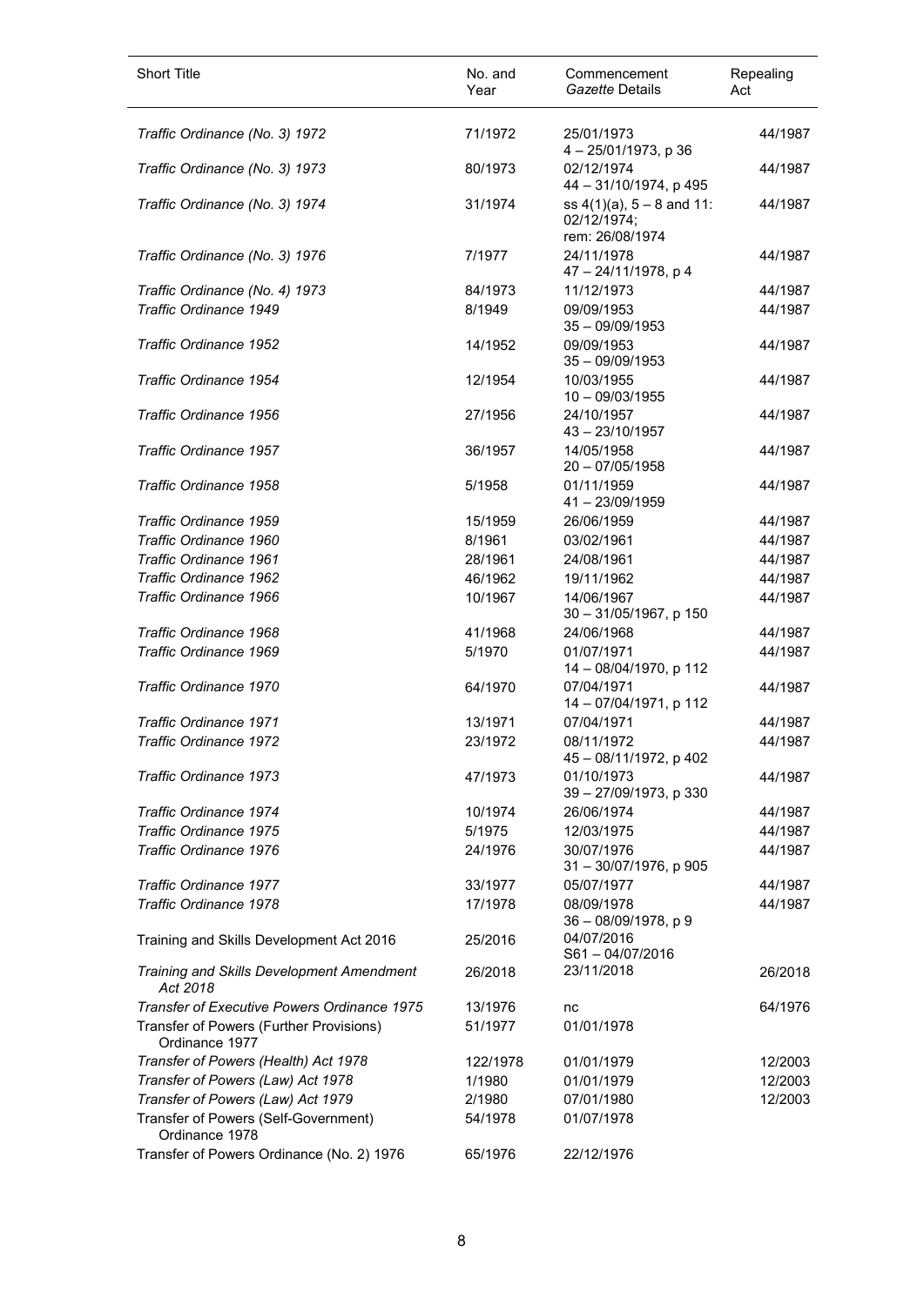| Short Title | No. and Year | Commencement *Gazette* Details | Repealing Act |
|---|---|---|---|
| *Traffic Ordinance (No. 3) 1972* | 71/1972 | 25/01/1973<br>4 – 25/01/1973, p 36 | 44/1987 |
| *Traffic Ordinance (No. 3) 1973* | 80/1973 | 02/12/1974<br>44 – 31/10/1974, p 495 | 44/1987 |
| *Traffic Ordinance (No. 3) 1974* | 31/1974 | ss 4(1)(a), 5 – 8 and 11: 02/12/1974;<br>rem: 26/08/1974 | 44/1987 |
| *Traffic Ordinance (No. 3) 1976* | 7/1977 | 24/11/1978<br>47 – 24/11/1978, p 4 | 44/1987 |
| *Traffic Ordinance (No. 4) 1973* | 84/1973 | 11/12/1973 | 44/1987 |
| *Traffic Ordinance 1949* | 8/1949 | 09/09/1953<br>35 – 09/09/1953 | 44/1987 |
| *Traffic Ordinance 1952* | 14/1952 | 09/09/1953<br>35 – 09/09/1953 | 44/1987 |
| *Traffic Ordinance 1954* | 12/1954 | 10/03/1955<br>10 – 09/03/1955 | 44/1987 |
| *Traffic Ordinance 1956* | 27/1956 | 24/10/1957<br>43 – 23/10/1957 | 44/1987 |
| *Traffic Ordinance 1957* | 36/1957 | 14/05/1958<br>20 – 07/05/1958 | 44/1987 |
| *Traffic Ordinance 1958* | 5/1958 | 01/11/1959<br>41 – 23/09/1959 | 44/1987 |
| *Traffic Ordinance 1959* | 15/1959 | 26/06/1959 | 44/1987 |
| *Traffic Ordinance 1960* | 8/1961 | 03/02/1961 | 44/1987 |
| *Traffic Ordinance 1961* | 28/1961 | 24/08/1961 | 44/1987 |
| *Traffic Ordinance 1962* | 46/1962 | 19/11/1962 | 44/1987 |
| *Traffic Ordinance 1966* | 10/1967 | 14/06/1967<br>30 – 31/05/1967, p 150 | 44/1987 |
| *Traffic Ordinance 1968* | 41/1968 | 24/06/1968 | 44/1987 |
| *Traffic Ordinance 1969* | 5/1970 | 01/07/1971<br>14 – 08/04/1970, p 112 | 44/1987 |
| *Traffic Ordinance 1970* | 64/1970 | 07/04/1971<br>14 – 07/04/1971, p 112 | 44/1987 |
| *Traffic Ordinance 1971* | 13/1971 | 07/04/1971 | 44/1987 |
| *Traffic Ordinance 1972* | 23/1972 | 08/11/1972<br>45 – 08/11/1972, p 402 | 44/1987 |
| *Traffic Ordinance 1973* | 47/1973 | 01/10/1973<br>39 – 27/09/1973, p 330 | 44/1987 |
| *Traffic Ordinance 1974* | 10/1974 | 26/06/1974 | 44/1987 |
| *Traffic Ordinance 1975* | 5/1975 | 12/03/1975 | 44/1987 |
| *Traffic Ordinance 1976* | 24/1976 | 30/07/1976<br>31 – 30/07/1976, p 905 | 44/1987 |
| *Traffic Ordinance 1977* | 33/1977 | 05/07/1977 | 44/1987 |
| *Traffic Ordinance 1978* | 17/1978 | 08/09/1978<br>36 – 08/09/1978, p 9 | 44/1987 |
| Training and Skills Development Act 2016 | 25/2016 | 04/07/2016<br>S61 – 04/07/2016 | |
| *Training and Skills Development Amendment Act 2018* | 26/2018 | 23/11/2018 | 26/2018 |
| *Transfer of Executive Powers Ordinance 1975* | 13/1976 | nc | 64/1976 |
| Transfer of Powers (Further Provisions) Ordinance 1977 | 51/1977 | 01/01/1978 | |
| *Transfer of Powers (Health) Act 1978* | 122/1978 | 01/01/1979 | 12/2003 |
| *Transfer of Powers (Law) Act 1978* | 1/1980 | 01/01/1979 | 12/2003 |
| *Transfer of Powers (Law) Act 1979* | 2/1980 | 07/01/1980 | 12/2003 |
| Transfer of Powers (Self-Government) Ordinance 1978 | 54/1978 | 01/07/1978 | |
| Transfer of Powers Ordinance (No. 2) 1976 | 65/1976 | 22/12/1976 | |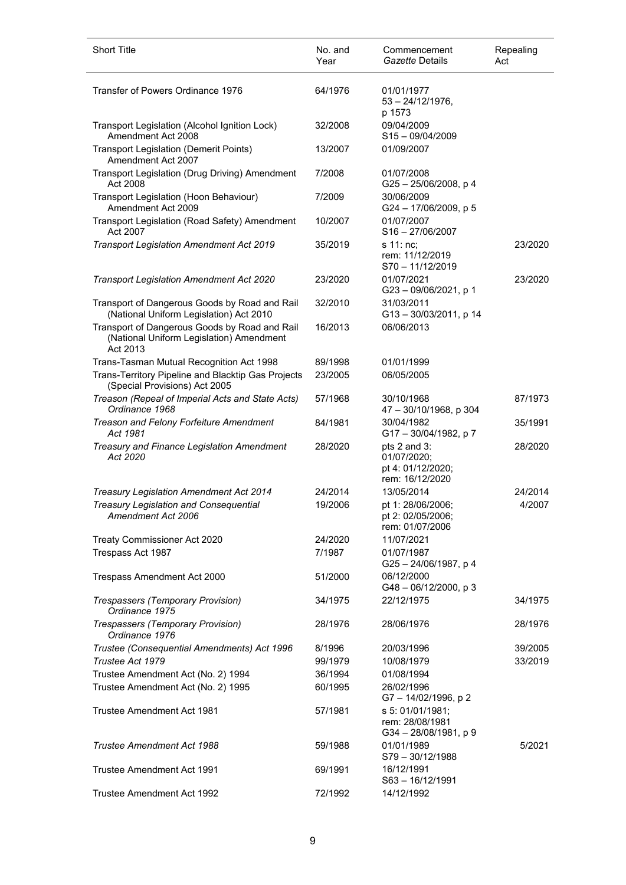| Short Title | No. and Year | Commencement *Gazette* Details | Repealing Act |
|---|---|---|---|
| Transfer of Powers Ordinance 1976 | 64/1976 | 01/01/1977<br>53 – 24/12/1976, p 1573 | |
| Transport Legislation (Alcohol Ignition Lock) Amendment Act 2008 | 32/2008 | 09/04/2009<br>S15 – 09/04/2009 | |
| Transport Legislation (Demerit Points) Amendment Act 2007 | 13/2007 | 01/09/2007 | |
| Transport Legislation (Drug Driving) Amendment Act 2008 | 7/2008 | 01/07/2008<br>G25 – 25/06/2008, p 4 | |
| Transport Legislation (Hoon Behaviour) Amendment Act 2009 | 7/2009 | 30/06/2009<br>G24 – 17/06/2009, p 5 | |
| Transport Legislation (Road Safety) Amendment Act 2007 | 10/2007 | 01/07/2007<br>S16 – 27/06/2007 | |
| *Transport Legislation Amendment Act 2019* | 35/2019 | s 11: nc;<br>rem: 11/12/2019<br>S70 – 11/12/2019 | 23/2020 |
| *Transport Legislation Amendment Act 2020* | 23/2020 | 01/07/2021<br>G23 – 09/06/2021, p 1 | 23/2020 |
| Transport of Dangerous Goods by Road and Rail (National Uniform Legislation) Act 2010 | 32/2010 | 31/03/2011<br>G13 – 30/03/2011, p 14 | |
| Transport of Dangerous Goods by Road and Rail (National Uniform Legislation) Amendment Act 2013 | 16/2013 | 06/06/2013 | |
| Trans-Tasman Mutual Recognition Act 1998 | 89/1998 | 01/01/1999 | |
| Trans-Territory Pipeline and Blacktip Gas Projects (Special Provisions) Act 2005 | 23/2005 | 06/05/2005 | |
| *Treason (Repeal of Imperial Acts and State Acts) Ordinance 1968* | 57/1968 | 30/10/1968<br>47 – 30/10/1968, p 304 | 87/1973 |
| *Treason and Felony Forfeiture Amendment Act 1981* | 84/1981 | 30/04/1982<br>G17 – 30/04/1982, p 7 | 35/1991 |
| *Treasury and Finance Legislation Amendment Act 2020* | 28/2020 | pts 2 and 3: 01/07/2020;<br>pt 4: 01/12/2020;<br>rem: 16/12/2020 | 28/2020 |
| *Treasury Legislation Amendment Act 2014* | 24/2014 | 13/05/2014 | 24/2014 |
| *Treasury Legislation and Consequential Amendment Act 2006* | 19/2006 | pt 1: 28/06/2006;<br>pt 2: 02/05/2006;<br>rem: 01/07/2006 | 4/2007 |
| Treaty Commissioner Act 2020 | 24/2020 | 11/07/2021 | |
| Trespass Act 1987 | 7/1987 | 01/07/1987<br>G25 – 24/06/1987, p 4 | |
| Trespass Amendment Act 2000 | 51/2000 | 06/12/2000<br>G48 – 06/12/2000, p 3 | |
| *Trespassers (Temporary Provision) Ordinance 1975* | 34/1975 | 22/12/1975 | 34/1975 |
| *Trespassers (Temporary Provision) Ordinance 1976* | 28/1976 | 28/06/1976 | 28/1976 |
| *Trustee (Consequential Amendments) Act 1996* | 8/1996 | 20/03/1996 | 39/2005 |
| *Trustee Act 1979* | 99/1979 | 10/08/1979 | 33/2019 |
| Trustee Amendment Act (No. 2) 1994 | 36/1994 | 01/08/1994 | |
| Trustee Amendment Act (No. 2) 1995 | 60/1995 | 26/02/1996<br>G7 – 14/02/1996, p 2 | |
| Trustee Amendment Act 1981 | 57/1981 | s 5: 01/01/1981;<br>rem: 28/08/1981<br>G34 – 28/08/1981, p 9 | |
| *Trustee Amendment Act 1988* | 59/1988 | 01/01/1989<br>S79 – 30/12/1988 | 5/2021 |
| Trustee Amendment Act 1991 | 69/1991 | 16/12/1991<br>S63 – 16/12/1991 | |
| Trustee Amendment Act 1992 | 72/1992 | 14/12/1992 | |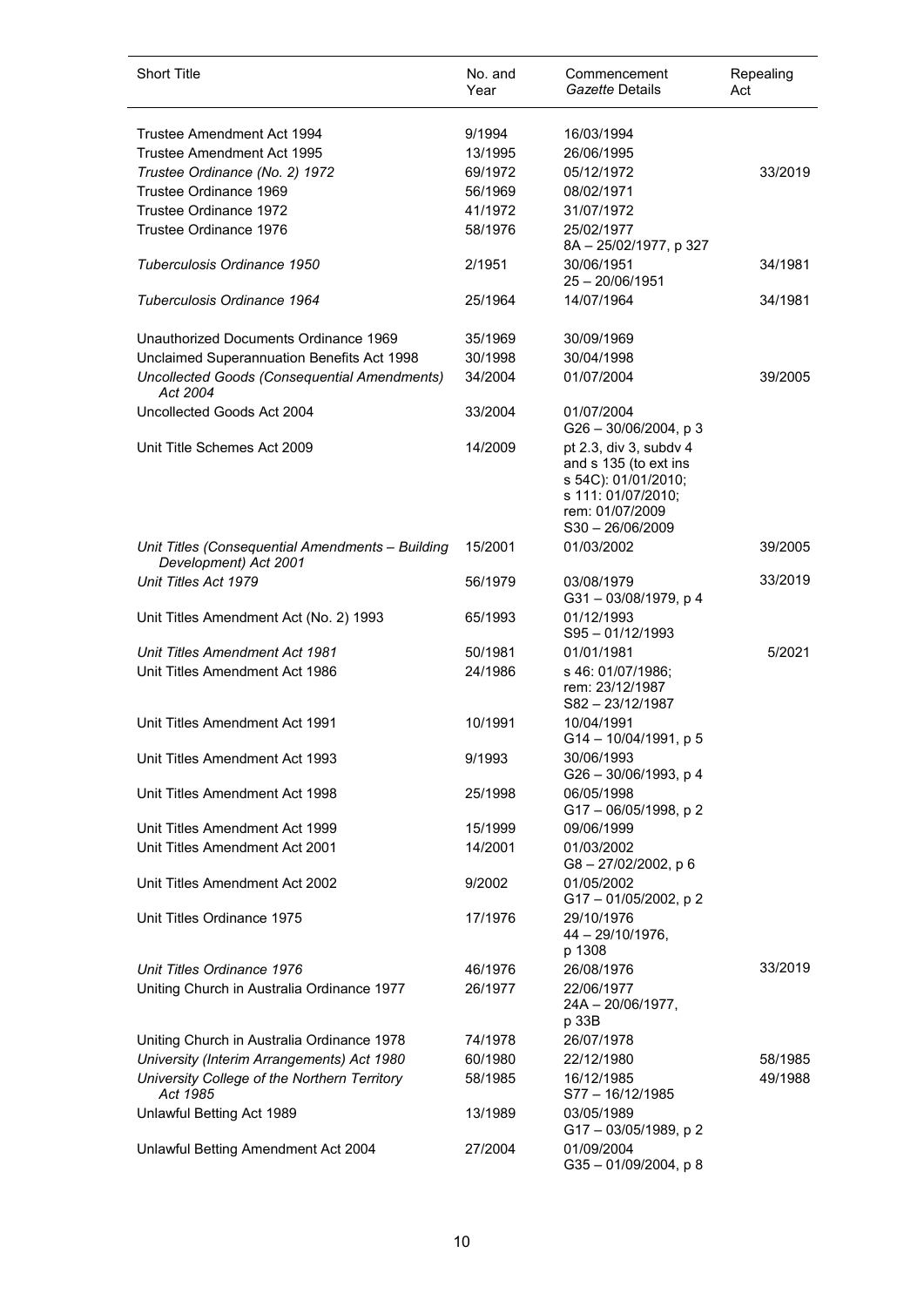| Short Title | No. and Year | Commencement *Gazette* Details | Repealing Act |
|---|---|---|---|
| Trustee Amendment Act 1994 | 9/1994 | 16/03/1994 | |
| Trustee Amendment Act 1995 | 13/1995 | 26/06/1995 | |
| *Trustee Ordinance (No. 2) 1972* | 69/1972 | 05/12/1972 | 33/2019 |
| Trustee Ordinance 1969 | 56/1969 | 08/02/1971 | |
| Trustee Ordinance 1972 | 41/1972 | 31/07/1972 | |
| Trustee Ordinance 1976 | 58/1976 | 25/02/1977<br>8A – 25/02/1977, p 327 | |
| *Tuberculosis Ordinance 1950* | 2/1951 | 30/06/1951<br>25 – 20/06/1951 | 34/1981 |
| *Tuberculosis Ordinance 1964* | 25/1964 | 14/07/1964 | 34/1981 |
| Unauthorized Documents Ordinance 1969 | 35/1969 | 30/09/1969 | |
| Unclaimed Superannuation Benefits Act 1998 | 30/1998 | 30/04/1998 | |
| *Uncollected Goods (Consequential Amendments) Act 2004* | 34/2004 | 01/07/2004 | 39/2005 |
| Uncollected Goods Act 2004 | 33/2004 | 01/07/2004<br>G26 – 30/06/2004, p 3 | |
| Unit Title Schemes Act 2009 | 14/2009 | pt 2.3, div 3, subdv 4 and s 135 (to ext ins s 54C): 01/01/2010; s 111: 01/07/2010; rem: 01/07/2009<br>S30 – 26/06/2009 | |
| *Unit Titles (Consequential Amendments – Building Development) Act 2001* | 15/2001 | 01/03/2002 | 39/2005 |
| *Unit Titles Act 1979* | 56/1979 | 03/08/1979<br>G31 – 03/08/1979, p 4 | 33/2019 |
| Unit Titles Amendment Act (No. 2) 1993 | 65/1993 | 01/12/1993<br>S95 – 01/12/1993 | |
| *Unit Titles Amendment Act 1981* | 50/1981 | 01/01/1981 | 5/2021 |
| Unit Titles Amendment Act 1986 | 24/1986 | s 46: 01/07/1986; rem: 23/12/1987<br>S82 – 23/12/1987 | |
| Unit Titles Amendment Act 1991 | 10/1991 | 10/04/1991<br>G14 – 10/04/1991, p 5 | |
| Unit Titles Amendment Act 1993 | 9/1993 | 30/06/1993<br>G26 – 30/06/1993, p 4 | |
| Unit Titles Amendment Act 1998 | 25/1998 | 06/05/1998<br>G17 – 06/05/1998, p 2 | |
| Unit Titles Amendment Act 1999 | 15/1999 | 09/06/1999 | |
| Unit Titles Amendment Act 2001 | 14/2001 | 01/03/2002<br>G8 – 27/02/2002, p 6 | |
| Unit Titles Amendment Act 2002 | 9/2002 | 01/05/2002<br>G17 – 01/05/2002, p 2 | |
| Unit Titles Ordinance 1975 | 17/1976 | 29/10/1976<br>44 – 29/10/1976, p 1308 | |
| *Unit Titles Ordinance 1976* | 46/1976 | 26/08/1976 | 33/2019 |
| Uniting Church in Australia Ordinance 1977 | 26/1977 | 22/06/1977<br>24A – 20/06/1977, p 33B | |
| Uniting Church in Australia Ordinance 1978 | 74/1978 | 26/07/1978 | |
| *University (Interim Arrangements) Act 1980* | 60/1980 | 22/12/1980 | 58/1985 |
| *University College of the Northern Territory Act 1985* | 58/1985 | 16/12/1985<br>S77 – 16/12/1985 | 49/1988 |
| Unlawful Betting Act 1989 | 13/1989 | 03/05/1989<br>G17 – 03/05/1989, p 2 | |
| Unlawful Betting Amendment Act 2004 | 27/2004 | 01/09/2004<br>G35 – 01/09/2004, p 8 | |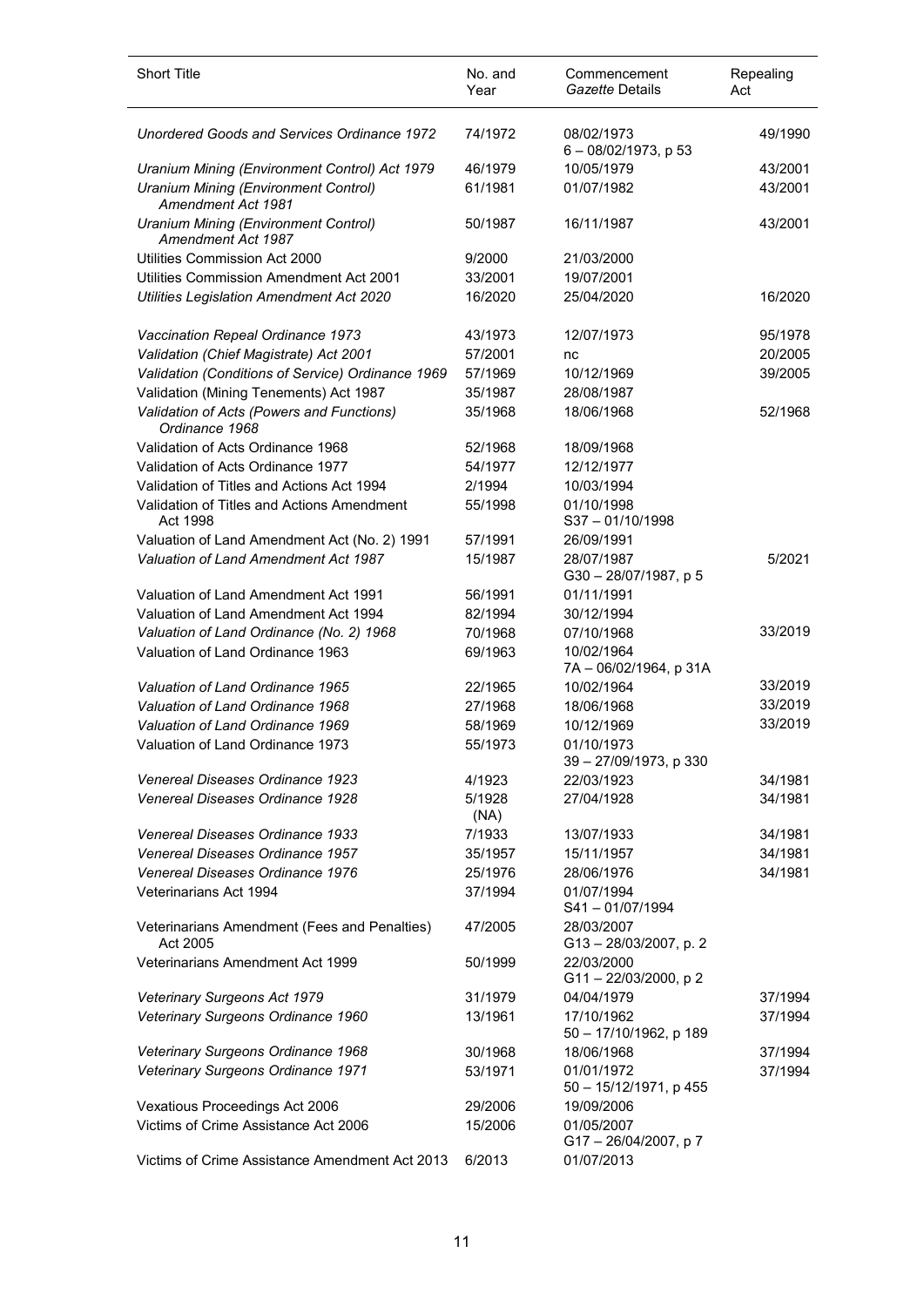| Short Title | No. and Year | Commencement *Gazette* Details | Repealing Act |
|---|---|---|---|
| *Unordered Goods and Services Ordinance 1972* | 74/1972 | 08/02/1973<br>6 – 08/02/1973, p 53 | 49/1990 |
| *Uranium Mining (Environment Control) Act 1979* | 46/1979 | 10/05/1979 | 43/2001 |
| *Uranium Mining (Environment Control) Amendment Act 1981* | 61/1981 | 01/07/1982 | 43/2001 |
| *Uranium Mining (Environment Control) Amendment Act 1987* | 50/1987 | 16/11/1987 | 43/2001 |
| Utilities Commission Act 2000 | 9/2000 | 21/03/2000 | |
| Utilities Commission Amendment Act 2001 | 33/2001 | 19/07/2001 | |
| *Utilities Legislation Amendment Act 2020* | 16/2020 | 25/04/2020 | 16/2020 |
| *Vaccination Repeal Ordinance 1973* | 43/1973 | 12/07/1973 | 95/1978 |
| *Validation (Chief Magistrate) Act 2001* | 57/2001 | nc | 20/2005 |
| *Validation (Conditions of Service) Ordinance 1969* | 57/1969 | 10/12/1969 | 39/2005 |
| Validation (Mining Tenements) Act 1987 | 35/1987 | 28/08/1987 | |
| *Validation of Acts (Powers and Functions) Ordinance 1968* | 35/1968 | 18/06/1968 | 52/1968 |
| Validation of Acts Ordinance 1968 | 52/1968 | 18/09/1968 | |
| Validation of Acts Ordinance 1977 | 54/1977 | 12/12/1977 | |
| Validation of Titles and Actions Act 1994 | 2/1994 | 10/03/1994 | |
| Validation of Titles and Actions Amendment Act 1998 | 55/1998 | 01/10/1998<br>S37 – 01/10/1998 | |
| Valuation of Land Amendment Act (No. 2) 1991 | 57/1991 | 26/09/1991 | |
| *Valuation of Land Amendment Act 1987* | 15/1987 | 28/07/1987<br>G30 – 28/07/1987, p 5 | 5/2021 |
| Valuation of Land Amendment Act 1991 | 56/1991 | 01/11/1991 | |
| Valuation of Land Amendment Act 1994 | 82/1994 | 30/12/1994 | |
| *Valuation of Land Ordinance (No. 2) 1968* | 70/1968 | 07/10/1968 | 33/2019 |
| Valuation of Land Ordinance 1963 | 69/1963 | 10/02/1964<br>7A – 06/02/1964, p 31A | |
| *Valuation of Land Ordinance 1965* | 22/1965 | 10/02/1964 | 33/2019 |
| *Valuation of Land Ordinance 1968* | 27/1968 | 18/06/1968 | 33/2019 |
| *Valuation of Land Ordinance 1969* | 58/1969 | 10/12/1969 | 33/2019 |
| Valuation of Land Ordinance 1973 | 55/1973 | 01/10/1973<br>39 – 27/09/1973, p 330 | |
| *Venereal Diseases Ordinance 1923* | 4/1923 | 22/03/1923 | 34/1981 |
| *Venereal Diseases Ordinance 1928* | 5/1928 (NA) | 27/04/1928 | 34/1981 |
| *Venereal Diseases Ordinance 1933* | 7/1933 | 13/07/1933 | 34/1981 |
| *Venereal Diseases Ordinance 1957* | 35/1957 | 15/11/1957 | 34/1981 |
| *Venereal Diseases Ordinance 1976* | 25/1976 | 28/06/1976 | 34/1981 |
| Veterinarians Act 1994 | 37/1994 | 01/07/1994<br>S41 – 01/07/1994 | |
| Veterinarians Amendment (Fees and Penalties) Act 2005 | 47/2005 | 28/03/2007<br>G13 – 28/03/2007, p. 2 | |
| Veterinarians Amendment Act 1999 | 50/1999 | 22/03/2000<br>G11 – 22/03/2000, p 2 | |
| *Veterinary Surgeons Act 1979* | 31/1979 | 04/04/1979 | 37/1994 |
| *Veterinary Surgeons Ordinance 1960* | 13/1961 | 17/10/1962<br>50 – 17/10/1962, p 189 | 37/1994 |
| *Veterinary Surgeons Ordinance 1968* | 30/1968 | 18/06/1968 | 37/1994 |
| *Veterinary Surgeons Ordinance 1971* | 53/1971 | 01/01/1972<br>50 – 15/12/1971, p 455 | 37/1994 |
| Vexatious Proceedings Act 2006 | 29/2006 | 19/09/2006 | |
| Victims of Crime Assistance Act 2006 | 15/2006 | 01/05/2007<br>G17 – 26/04/2007, p 7 | |
| Victims of Crime Assistance Amendment Act 2013 | 6/2013 | 01/07/2013 | |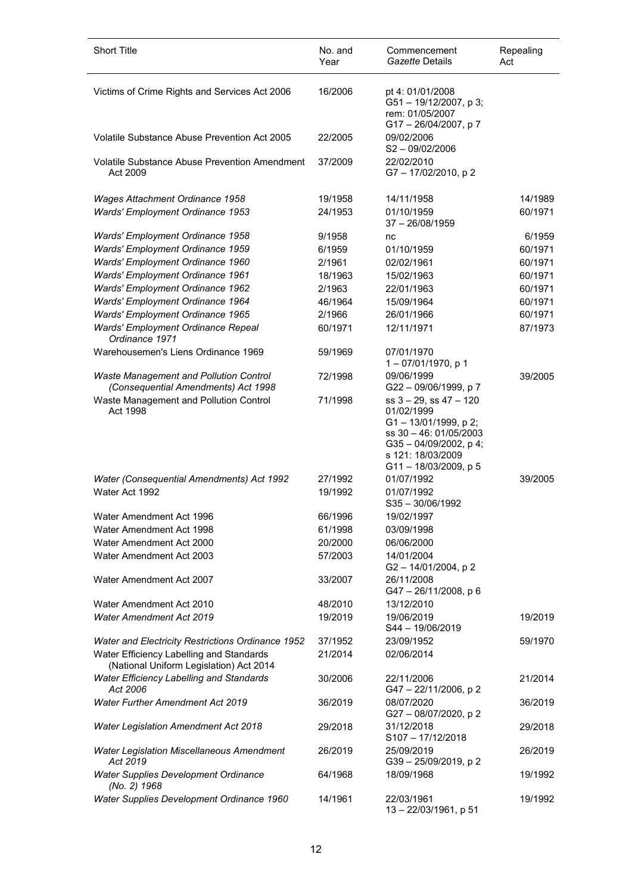| Short Title | No. and Year | Commencement *Gazette* Details | Repealing Act |
|---|---|---|---|
| Victims of Crime Rights and Services Act 2006 | 16/2006 | pt 4: 01/01/2008 G51 – 19/12/2007, p 3; rem: 01/05/2007 G17 – 26/04/2007, p 7 | |
| Volatile Substance Abuse Prevention Act 2005 | 22/2005 | 09/02/2006 S2 – 09/02/2006 | |
| Volatile Substance Abuse Prevention Amendment Act 2009 | 37/2009 | 22/02/2010 G7 – 17/02/2010, p 2 | |
| *Wages Attachment Ordinance 1958* | 19/1958 | 14/11/1958 | 14/1989 |
| *Wards' Employment Ordinance 1953* | 24/1953 | 01/10/1959 37 – 26/08/1959 | 60/1971 |
| *Wards' Employment Ordinance 1958* | 9/1958 | nc | 6/1959 |
| *Wards' Employment Ordinance 1959* | 6/1959 | 01/10/1959 | 60/1971 |
| *Wards' Employment Ordinance 1960* | 2/1961 | 02/02/1961 | 60/1971 |
| *Wards' Employment Ordinance 1961* | 18/1963 | 15/02/1963 | 60/1971 |
| *Wards' Employment Ordinance 1962* | 2/1963 | 22/01/1963 | 60/1971 |
| *Wards' Employment Ordinance 1964* | 46/1964 | 15/09/1964 | 60/1971 |
| *Wards' Employment Ordinance 1965* | 2/1966 | 26/01/1966 | 60/1971 |
| *Wards' Employment Ordinance Repeal Ordinance 1971* | 60/1971 | 12/11/1971 | 87/1973 |
| Warehousemen's Liens Ordinance 1969 | 59/1969 | 07/01/1970 1 – 07/01/1970, p 1 | |
| *Waste Management and Pollution Control (Consequential Amendments) Act 1998* | 72/1998 | 09/06/1999 G22 – 09/06/1999, p 7 | 39/2005 |
| Waste Management and Pollution Control Act 1998 | 71/1998 | ss 3 – 29, ss 47 – 120 01/02/1999 G1 – 13/01/1999, p 2; ss 30 – 46: 01/05/2003 G35 – 04/09/2002, p 4; s 121: 18/03/2009 G11 – 18/03/2009, p 5 | |
| *Water (Consequential Amendments) Act 1992* | 27/1992 | 01/07/1992 | 39/2005 |
| Water Act 1992 | 19/1992 | 01/07/1992 S35 – 30/06/1992 | |
| Water Amendment Act 1996 | 66/1996 | 19/02/1997 | |
| Water Amendment Act 1998 | 61/1998 | 03/09/1998 | |
| Water Amendment Act 2000 | 20/2000 | 06/06/2000 | |
| Water Amendment Act 2003 | 57/2003 | 14/01/2004 G2 – 14/01/2004, p 2 | |
| Water Amendment Act 2007 | 33/2007 | 26/11/2008 G47 – 26/11/2008, p 6 | |
| Water Amendment Act 2010 | 48/2010 | 13/12/2010 | |
| *Water Amendment Act 2019* | 19/2019 | 19/06/2019 S44 – 19/06/2019 | 19/2019 |
| *Water and Electricity Restrictions Ordinance 1952* | 37/1952 | 23/09/1952 | 59/1970 |
| Water Efficiency Labelling and Standards (National Uniform Legislation) Act 2014 | 21/2014 | 02/06/2014 | |
| *Water Efficiency Labelling and Standards Act 2006* | 30/2006 | 22/11/2006 G47 – 22/11/2006, p 2 | 21/2014 |
| *Water Further Amendment Act 2019* | 36/2019 | 08/07/2020 G27 – 08/07/2020, p 2 | 36/2019 |
| *Water Legislation Amendment Act 2018* | 29/2018 | 31/12/2018 S107 – 17/12/2018 | 29/2018 |
| *Water Legislation Miscellaneous Amendment Act 2019* | 26/2019 | 25/09/2019 G39 – 25/09/2019, p 2 | 26/2019 |
| *Water Supplies Development Ordinance (No. 2) 1968* | 64/1968 | 18/09/1968 | 19/1992 |
| *Water Supplies Development Ordinance 1960* | 14/1961 | 22/03/1961 13 – 22/03/1961, p 51 | 19/1992 |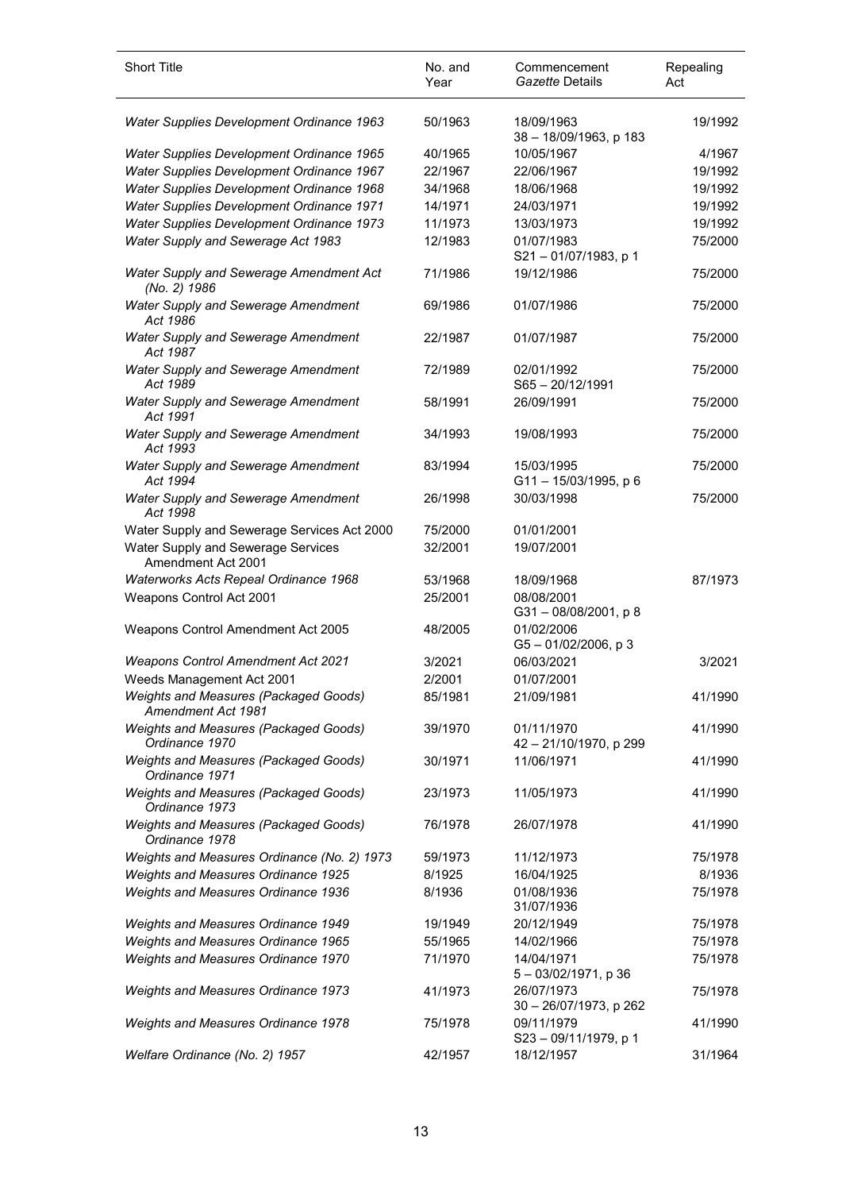| Short Title | No. and Year | Commencement *Gazette* Details | Repealing Act |
|---|---|---|---|
| *Water Supplies Development Ordinance 1963* | 50/1963 | 18/09/1963<br>38 – 18/09/1963, p 183 | 19/1992 |
| *Water Supplies Development Ordinance 1965* | 40/1965 | 10/05/1967 | 4/1967 |
| *Water Supplies Development Ordinance 1967* | 22/1967 | 22/06/1967 | 19/1992 |
| *Water Supplies Development Ordinance 1968* | 34/1968 | 18/06/1968 | 19/1992 |
| *Water Supplies Development Ordinance 1971* | 14/1971 | 24/03/1971 | 19/1992 |
| *Water Supplies Development Ordinance 1973* | 11/1973 | 13/03/1973 | 19/1992 |
| *Water Supply and Sewerage Act 1983* | 12/1983 | 01/07/1983<br>S21 – 01/07/1983, p 1 | 75/2000 |
| *Water Supply and Sewerage Amendment Act (No. 2) 1986* | 71/1986 | 19/12/1986 | 75/2000 |
| *Water Supply and Sewerage Amendment Act 1986* | 69/1986 | 01/07/1986 | 75/2000 |
| *Water Supply and Sewerage Amendment Act 1987* | 22/1987 | 01/07/1987 | 75/2000 |
| *Water Supply and Sewerage Amendment Act 1989* | 72/1989 | 02/01/1992<br>S65 – 20/12/1991 | 75/2000 |
| *Water Supply and Sewerage Amendment Act 1991* | 58/1991 | 26/09/1991 | 75/2000 |
| *Water Supply and Sewerage Amendment Act 1993* | 34/1993 | 19/08/1993 | 75/2000 |
| *Water Supply and Sewerage Amendment Act 1994* | 83/1994 | 15/03/1995<br>G11 – 15/03/1995, p 6 | 75/2000 |
| *Water Supply and Sewerage Amendment Act 1998* | 26/1998 | 30/03/1998 | 75/2000 |
| Water Supply and Sewerage Services Act 2000 | 75/2000 | 01/01/2001 | |
| Water Supply and Sewerage Services Amendment Act 2001 | 32/2001 | 19/07/2001 | |
| *Waterworks Acts Repeal Ordinance 1968* | 53/1968 | 18/09/1968 | 87/1973 |
| Weapons Control Act 2001 | 25/2001 | 08/08/2001<br>G31 – 08/08/2001, p 8 | |
| Weapons Control Amendment Act 2005 | 48/2005 | 01/02/2006<br>G5 – 01/02/2006, p 3 | |
| *Weapons Control Amendment Act 2021* | 3/2021 | 06/03/2021 | 3/2021 |
| Weeds Management Act 2001 | 2/2001 | 01/07/2001 | |
| *Weights and Measures (Packaged Goods) Amendment Act 1981* | 85/1981 | 21/09/1981 | 41/1990 |
| *Weights and Measures (Packaged Goods) Ordinance 1970* | 39/1970 | 01/11/1970<br>42 – 21/10/1970, p 299 | 41/1990 |
| *Weights and Measures (Packaged Goods) Ordinance 1971* | 30/1971 | 11/06/1971 | 41/1990 |
| *Weights and Measures (Packaged Goods) Ordinance 1973* | 23/1973 | 11/05/1973 | 41/1990 |
| *Weights and Measures (Packaged Goods) Ordinance 1978* | 76/1978 | 26/07/1978 | 41/1990 |
| *Weights and Measures Ordinance (No. 2) 1973* | 59/1973 | 11/12/1973 | 75/1978 |
| *Weights and Measures Ordinance 1925* | 8/1925 | 16/04/1925 | 8/1936 |
| *Weights and Measures Ordinance 1936* | 8/1936 | 01/08/1936<br>31/07/1936 | 75/1978 |
| *Weights and Measures Ordinance 1949* | 19/1949 | 20/12/1949 | 75/1978 |
| *Weights and Measures Ordinance 1965* | 55/1965 | 14/02/1966 | 75/1978 |
| *Weights and Measures Ordinance 1970* | 71/1970 | 14/04/1971<br>5 – 03/02/1971, p 36 | 75/1978 |
| *Weights and Measures Ordinance 1973* | 41/1973 | 26/07/1973<br>30 – 26/07/1973, p 262 | 75/1978 |
| *Weights and Measures Ordinance 1978* | 75/1978 | 09/11/1979<br>S23 – 09/11/1979, p 1 | 41/1990 |
| *Welfare Ordinance (No. 2) 1957* | 42/1957 | 18/12/1957 | 31/1964 |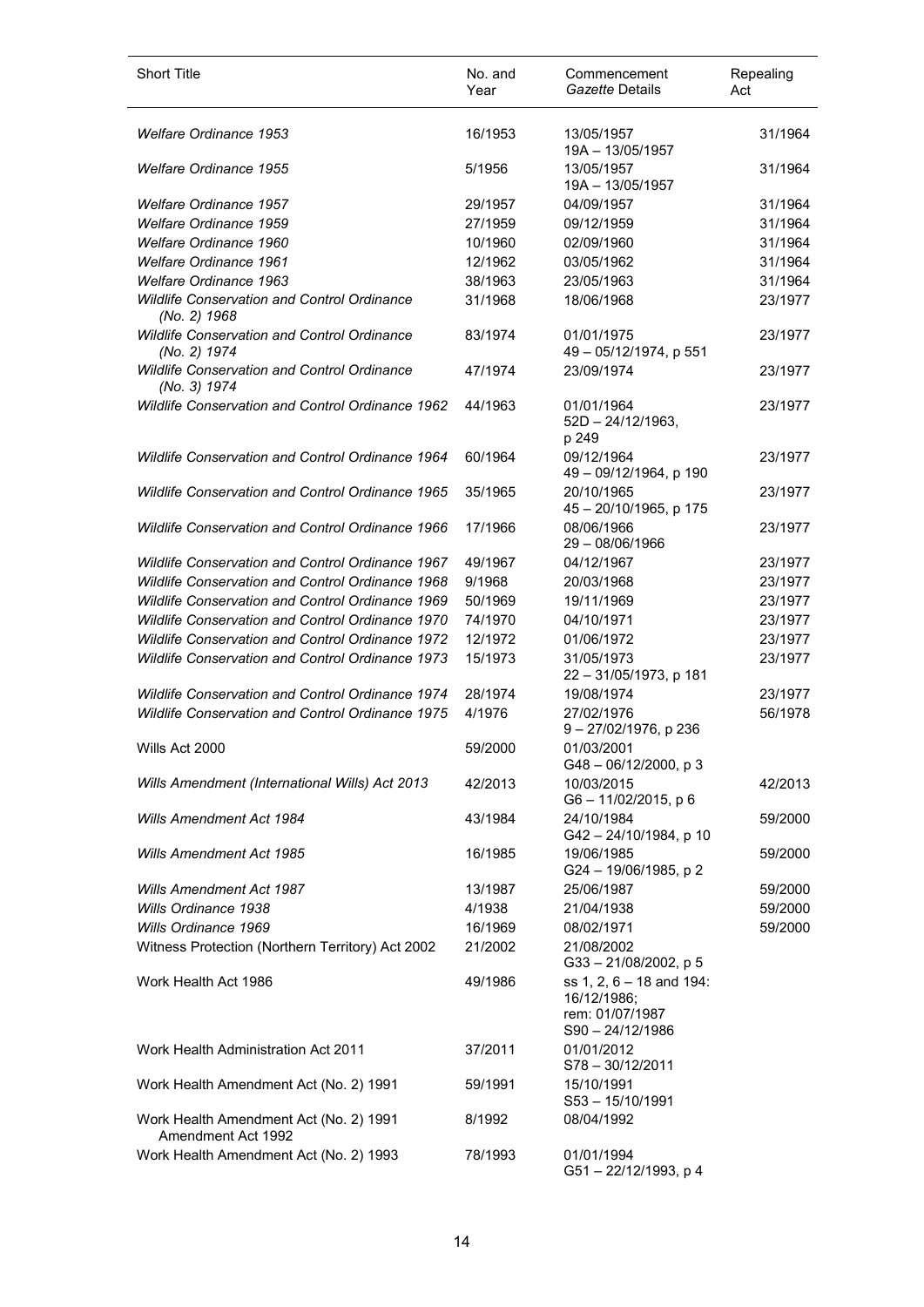| Short Title | No. and Year | Commencement *Gazette* Details | Repealing Act |
|---|---|---|---|
| *Welfare Ordinance 1953* | 16/1953 | 13/05/1957 19A – 13/05/1957 | 31/1964 |
| *Welfare Ordinance 1955* | 5/1956 | 13/05/1957 19A – 13/05/1957 | 31/1964 |
| *Welfare Ordinance 1957* | 29/1957 | 04/09/1957 | 31/1964 |
| *Welfare Ordinance 1959* | 27/1959 | 09/12/1959 | 31/1964 |
| *Welfare Ordinance 1960* | 10/1960 | 02/09/1960 | 31/1964 |
| *Welfare Ordinance 1961* | 12/1962 | 03/05/1962 | 31/1964 |
| *Welfare Ordinance 1963* | 38/1963 | 23/05/1963 | 31/1964 |
| *Wildlife Conservation and Control Ordinance (No. 2) 1968* | 31/1968 | 18/06/1968 | 23/1977 |
| *Wildlife Conservation and Control Ordinance (No. 2) 1974* | 83/1974 | 01/01/1975 49 – 05/12/1974, p 551 | 23/1977 |
| *Wildlife Conservation and Control Ordinance (No. 3) 1974* | 47/1974 | 23/09/1974 | 23/1977 |
| *Wildlife Conservation and Control Ordinance 1962* | 44/1963 | 01/01/1964 52D – 24/12/1963, p 249 | 23/1977 |
| *Wildlife Conservation and Control Ordinance 1964* | 60/1964 | 09/12/1964 49 – 09/12/1964, p 190 | 23/1977 |
| *Wildlife Conservation and Control Ordinance 1965* | 35/1965 | 20/10/1965 45 – 20/10/1965, p 175 | 23/1977 |
| *Wildlife Conservation and Control Ordinance 1966* | 17/1966 | 08/06/1966 29 – 08/06/1966 | 23/1977 |
| *Wildlife Conservation and Control Ordinance 1967* | 49/1967 | 04/12/1967 | 23/1977 |
| *Wildlife Conservation and Control Ordinance 1968* | 9/1968 | 20/03/1968 | 23/1977 |
| *Wildlife Conservation and Control Ordinance 1969* | 50/1969 | 19/11/1969 | 23/1977 |
| *Wildlife Conservation and Control Ordinance 1970* | 74/1970 | 04/10/1971 | 23/1977 |
| *Wildlife Conservation and Control Ordinance 1972* | 12/1972 | 01/06/1972 | 23/1977 |
| *Wildlife Conservation and Control Ordinance 1973* | 15/1973 | 31/05/1973 22 – 31/05/1973, p 181 | 23/1977 |
| *Wildlife Conservation and Control Ordinance 1974* | 28/1974 | 19/08/1974 | 23/1977 |
| *Wildlife Conservation and Control Ordinance 1975* | 4/1976 | 27/02/1976 9 – 27/02/1976, p 236 | 56/1978 |
| Wills Act 2000 | 59/2000 | 01/03/2001 G48 – 06/12/2000, p 3 | |
| *Wills Amendment (International Wills) Act 2013* | 42/2013 | 10/03/2015 G6 – 11/02/2015, p 6 | 42/2013 |
| *Wills Amendment Act 1984* | 43/1984 | 24/10/1984 G42 – 24/10/1984, p 10 | 59/2000 |
| *Wills Amendment Act 1985* | 16/1985 | 19/06/1985 G24 – 19/06/1985, p 2 | 59/2000 |
| *Wills Amendment Act 1987* | 13/1987 | 25/06/1987 | 59/2000 |
| *Wills Ordinance 1938* | 4/1938 | 21/04/1938 | 59/2000 |
| *Wills Ordinance 1969* | 16/1969 | 08/02/1971 | 59/2000 |
| Witness Protection (Northern Territory) Act 2002 | 21/2002 | 21/08/2002 G33 – 21/08/2002, p 5 | |
| Work Health Act 1986 | 49/1986 | ss 1, 2, 6 – 18 and 194: 16/12/1986; rem: 01/07/1987 S90 – 24/12/1986 | |
| Work Health Administration Act 2011 | 37/2011 | 01/01/2012 S78 – 30/12/2011 | |
| Work Health Amendment Act (No. 2) 1991 | 59/1991 | 15/10/1991 S53 – 15/10/1991 | |
| Work Health Amendment Act (No. 2) 1991 Amendment Act 1992 | 8/1992 | 08/04/1992 | |
| Work Health Amendment Act (No. 2) 1993 | 78/1993 | 01/01/1994 G51 – 22/12/1993, p 4 | |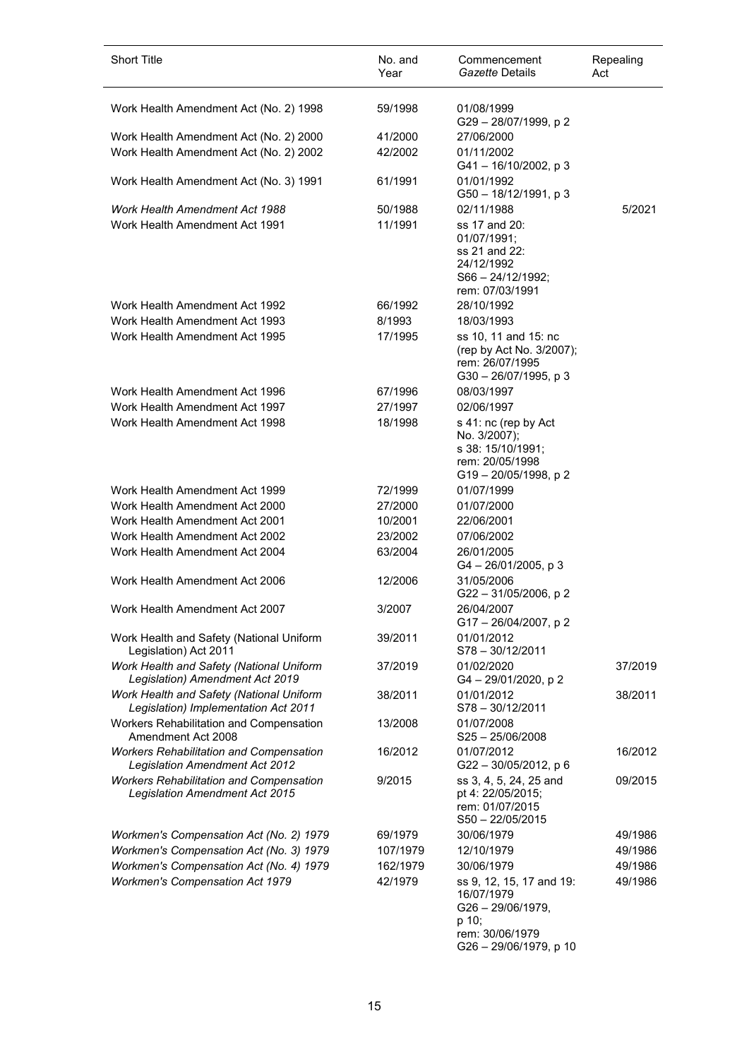| Short Title | No. and Year | Commencement *Gazette* Details | Repealing Act |
|---|---|---|---|
| Work Health Amendment Act (No. 2) 1998 | 59/1998 | 01/08/1999 G29 – 28/07/1999, p 2 | |
| Work Health Amendment Act (No. 2) 2000 | 41/2000 | 27/06/2000 | |
| Work Health Amendment Act (No. 2) 2002 | 42/2002 | 01/11/2002 G41 – 16/10/2002, p 3 | |
| Work Health Amendment Act (No. 3) 1991 | 61/1991 | 01/01/1992 G50 – 18/12/1991, p 3 | |
| *Work Health Amendment Act 1988* | 50/1988 | 02/11/1988 | 5/2021 |
| Work Health Amendment Act 1991 | 11/1991 | ss 17 and 20: 01/07/1991; ss 21 and 22: 24/12/1992 S66 – 24/12/1992; rem: 07/03/1991 | |
| Work Health Amendment Act 1992 | 66/1992 | 28/10/1992 | |
| Work Health Amendment Act 1993 | 8/1993 | 18/03/1993 | |
| Work Health Amendment Act 1995 | 17/1995 | ss 10, 11 and 15: nc (rep by Act No. 3/2007); rem: 26/07/1995 G30 – 26/07/1995, p 3 | |
| Work Health Amendment Act 1996 | 67/1996 | 08/03/1997 | |
| Work Health Amendment Act 1997 | 27/1997 | 02/06/1997 | |
| Work Health Amendment Act 1998 | 18/1998 | s 41: nc (rep by Act No. 3/2007); s 38: 15/10/1991; rem: 20/05/1998 G19 – 20/05/1998, p 2 | |
| Work Health Amendment Act 1999 | 72/1999 | 01/07/1999 | |
| Work Health Amendment Act 2000 | 27/2000 | 01/07/2000 | |
| Work Health Amendment Act 2001 | 10/2001 | 22/06/2001 | |
| Work Health Amendment Act 2002 | 23/2002 | 07/06/2002 | |
| Work Health Amendment Act 2004 | 63/2004 | 26/01/2005 G4 – 26/01/2005, p 3 | |
| Work Health Amendment Act 2006 | 12/2006 | 31/05/2006 G22 – 31/05/2006, p 2 | |
| Work Health Amendment Act 2007 | 3/2007 | 26/04/2007 G17 – 26/04/2007, p 2 | |
| Work Health and Safety (National Uniform Legislation) Act 2011 | 39/2011 | 01/01/2012 S78 – 30/12/2011 | |
| *Work Health and Safety (National Uniform Legislation) Amendment Act 2019* | 37/2019 | 01/02/2020 G4 – 29/01/2020, p 2 | 37/2019 |
| *Work Health and Safety (National Uniform Legislation) Implementation Act 2011* | 38/2011 | 01/01/2012 S78 – 30/12/2011 | 38/2011 |
| Workers Rehabilitation and Compensation Amendment Act 2008 | 13/2008 | 01/07/2008 S25 – 25/06/2008 | |
| *Workers Rehabilitation and Compensation Legislation Amendment Act 2012* | 16/2012 | 01/07/2012 G22 – 30/05/2012, p 6 | 16/2012 |
| *Workers Rehabilitation and Compensation Legislation Amendment Act 2015* | 9/2015 | ss 3, 4, 5, 24, 25 and pt 4: 22/05/2015; rem: 01/07/2015 S50 – 22/05/2015 | 09/2015 |
| *Workmen's Compensation Act (No. 2) 1979* | 69/1979 | 30/06/1979 | 49/1986 |
| *Workmen's Compensation Act (No. 3) 1979* | 107/1979 | 12/10/1979 | 49/1986 |
| *Workmen's Compensation Act (No. 4) 1979* | 162/1979 | 30/06/1979 | 49/1986 |
| *Workmen's Compensation Act 1979* | 42/1979 | ss 9, 12, 15, 17 and 19: 16/07/1979 G26 – 29/06/1979, p 10; rem: 30/06/1979 G26 – 29/06/1979, p 10 | 49/1986 |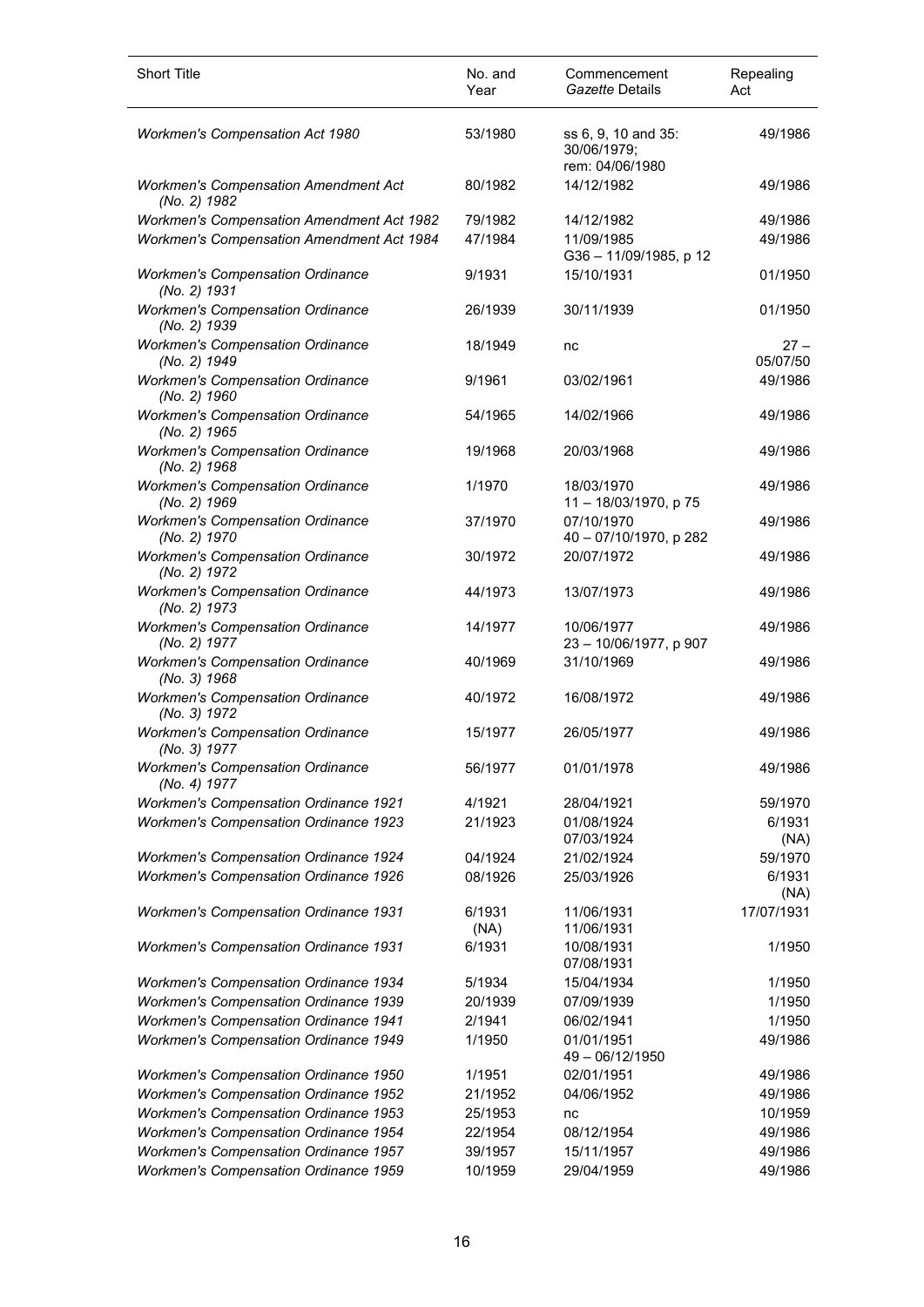| Short Title | No. and Year | Commencement *Gazette* Details | Repealing Act |
| --- | --- | --- | --- |
| *Workmen's Compensation Act 1980* | 53/1980 | ss 6, 9, 10 and 35: 30/06/1979; rem: 04/06/1980 | 49/1986 |
| *Workmen's Compensation Amendment Act (No. 2) 1982* | 80/1982 | 14/12/1982 | 49/1986 |
| *Workmen's Compensation Amendment Act 1982* | 79/1982 | 14/12/1982 | 49/1986 |
| *Workmen's Compensation Amendment Act 1984* | 47/1984 | 11/09/1985 G36 – 11/09/1985, p 12 | 49/1986 |
| *Workmen's Compensation Ordinance (No. 2) 1931* | 9/1931 | 15/10/1931 | 01/1950 |
| *Workmen's Compensation Ordinance (No. 2) 1939* | 26/1939 | 30/11/1939 | 01/1950 |
| *Workmen's Compensation Ordinance (No. 2) 1949* | 18/1949 | nc | 27 – 05/07/50 |
| *Workmen's Compensation Ordinance (No. 2) 1960* | 9/1961 | 03/02/1961 | 49/1986 |
| *Workmen's Compensation Ordinance (No. 2) 1965* | 54/1965 | 14/02/1966 | 49/1986 |
| *Workmen's Compensation Ordinance (No. 2) 1968* | 19/1968 | 20/03/1968 | 49/1986 |
| *Workmen's Compensation Ordinance (No. 2) 1969* | 1/1970 | 18/03/1970 11 – 18/03/1970, p 75 | 49/1986 |
| *Workmen's Compensation Ordinance (No. 2) 1970* | 37/1970 | 07/10/1970 40 – 07/10/1970, p 282 | 49/1986 |
| *Workmen's Compensation Ordinance (No. 2) 1972* | 30/1972 | 20/07/1972 | 49/1986 |
| *Workmen's Compensation Ordinance (No. 2) 1973* | 44/1973 | 13/07/1973 | 49/1986 |
| *Workmen's Compensation Ordinance (No. 2) 1977* | 14/1977 | 10/06/1977 23 – 10/06/1977, p 907 | 49/1986 |
| *Workmen's Compensation Ordinance (No. 3) 1968* | 40/1969 | 31/10/1969 | 49/1986 |
| *Workmen's Compensation Ordinance (No. 3) 1972* | 40/1972 | 16/08/1972 | 49/1986 |
| *Workmen's Compensation Ordinance (No. 3) 1977* | 15/1977 | 26/05/1977 | 49/1986 |
| *Workmen's Compensation Ordinance (No. 4) 1977* | 56/1977 | 01/01/1978 | 49/1986 |
| *Workmen's Compensation Ordinance 1921* | 4/1921 | 28/04/1921 | 59/1970 |
| *Workmen's Compensation Ordinance 1923* | 21/1923 | 01/08/1924 07/03/1924 | 6/1931 (NA) |
| *Workmen's Compensation Ordinance 1924* | 04/1924 | 21/02/1924 | 59/1970 |
| *Workmen's Compensation Ordinance 1926* | 08/1926 | 25/03/1926 | 6/1931 (NA) |
| *Workmen's Compensation Ordinance 1931* | 6/1931 (NA) | 11/06/1931 11/06/1931 | 17/07/1931 |
| *Workmen's Compensation Ordinance 1931* | 6/1931 | 10/08/1931 07/08/1931 | 1/1950 |
| *Workmen's Compensation Ordinance 1934* | 5/1934 | 15/04/1934 | 1/1950 |
| *Workmen's Compensation Ordinance 1939* | 20/1939 | 07/09/1939 | 1/1950 |
| *Workmen's Compensation Ordinance 1941* | 2/1941 | 06/02/1941 | 1/1950 |
| *Workmen's Compensation Ordinance 1949* | 1/1950 | 01/01/1951 49 – 06/12/1950 | 49/1986 |
| *Workmen's Compensation Ordinance 1950* | 1/1951 | 02/01/1951 | 49/1986 |
| *Workmen's Compensation Ordinance 1952* | 21/1952 | 04/06/1952 | 49/1986 |
| *Workmen's Compensation Ordinance 1953* | 25/1953 | nc | 10/1959 |
| *Workmen's Compensation Ordinance 1954* | 22/1954 | 08/12/1954 | 49/1986 |
| *Workmen's Compensation Ordinance 1957* | 39/1957 | 15/11/1957 | 49/1986 |
| *Workmen's Compensation Ordinance 1959* | 10/1959 | 29/04/1959 | 49/1986 |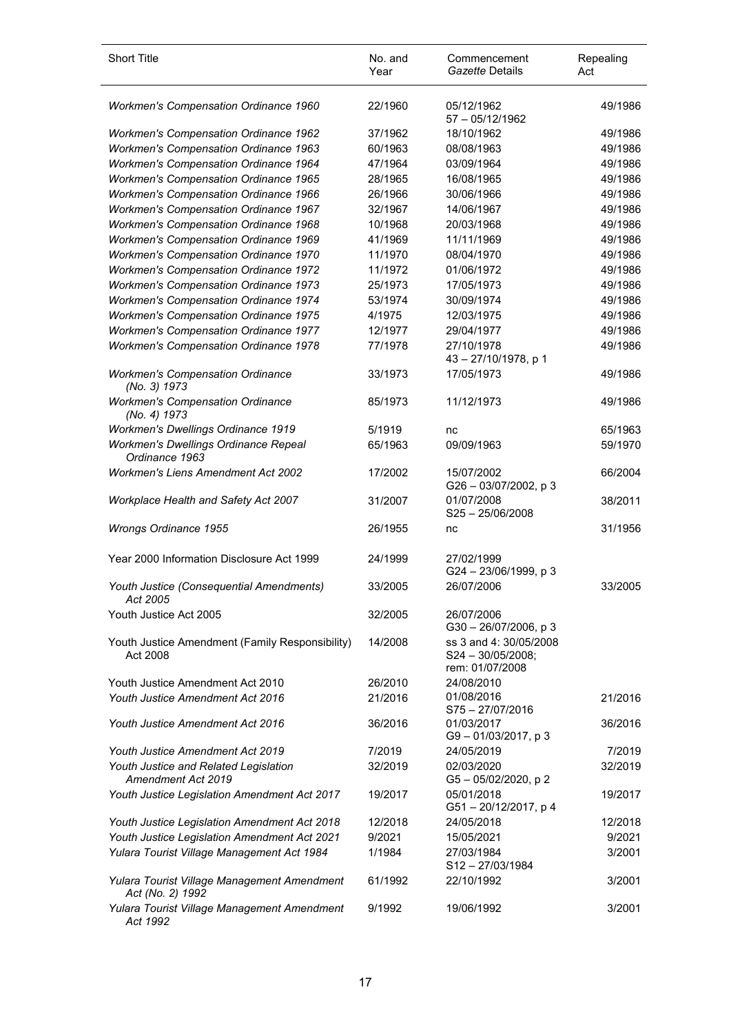| Short Title | No. and Year | Commencement *Gazette* Details | Repealing Act |
|---|---|---|---|
| *Workmen's Compensation Ordinance 1960* | 22/1960 | 05/12/1962<br>57 – 05/12/1962 | 49/1986 |
| *Workmen's Compensation Ordinance 1962* | 37/1962 | 18/10/1962 | 49/1986 |
| *Workmen's Compensation Ordinance 1963* | 60/1963 | 08/08/1963 | 49/1986 |
| *Workmen's Compensation Ordinance 1964* | 47/1964 | 03/09/1964 | 49/1986 |
| *Workmen's Compensation Ordinance 1965* | 28/1965 | 16/08/1965 | 49/1986 |
| *Workmen's Compensation Ordinance 1966* | 26/1966 | 30/06/1966 | 49/1986 |
| *Workmen's Compensation Ordinance 1967* | 32/1967 | 14/06/1967 | 49/1986 |
| *Workmen's Compensation Ordinance 1968* | 10/1968 | 20/03/1968 | 49/1986 |
| *Workmen's Compensation Ordinance 1969* | 41/1969 | 11/11/1969 | 49/1986 |
| *Workmen's Compensation Ordinance 1970* | 11/1970 | 08/04/1970 | 49/1986 |
| *Workmen's Compensation Ordinance 1972* | 11/1972 | 01/06/1972 | 49/1986 |
| *Workmen's Compensation Ordinance 1973* | 25/1973 | 17/05/1973 | 49/1986 |
| *Workmen's Compensation Ordinance 1974* | 53/1974 | 30/09/1974 | 49/1986 |
| *Workmen's Compensation Ordinance 1975* | 4/1975 | 12/03/1975 | 49/1986 |
| *Workmen's Compensation Ordinance 1977* | 12/1977 | 29/04/1977 | 49/1986 |
| *Workmen's Compensation Ordinance 1978* | 77/1978 | 27/10/1978<br>43 – 27/10/1978, p 1 | 49/1986 |
| *Workmen's Compensation Ordinance (No. 3) 1973* | 33/1973 | 17/05/1973 | 49/1986 |
| *Workmen's Compensation Ordinance (No. 4) 1973* | 85/1973 | 11/12/1973 | 49/1986 |
| *Workmen's Dwellings Ordinance 1919* | 5/1919 | nc | 65/1963 |
| *Workmen's Dwellings Ordinance Repeal Ordinance 1963* | 65/1963 | 09/09/1963 | 59/1970 |
| *Workmen's Liens Amendment Act 2002* | 17/2002 | 15/07/2002<br>G26 – 03/07/2002, p 3 | 66/2004 |
| *Workplace Health and Safety Act 2007* | 31/2007 | 01/07/2008<br>S25 – 25/06/2008 | 38/2011 |
| *Wrongs Ordinance 1955* | 26/1955 | nc | 31/1956 |
| Year 2000 Information Disclosure Act 1999 | 24/1999 | 27/02/1999<br>G24 – 23/06/1999, p 3 | |
| *Youth Justice (Consequential Amendments) Act 2005* | 33/2005 | 26/07/2006 | 33/2005 |
| Youth Justice Act 2005 | 32/2005 | 26/07/2006<br>G30 – 26/07/2006, p 3 | |
| Youth Justice Amendment (Family Responsibility) Act 2008 | 14/2008 | ss 3 and 4: 30/05/2008<br>S24 – 30/05/2008;<br>rem: 01/07/2008 | |
| Youth Justice Amendment Act 2010 | 26/2010 | 24/08/2010 | |
| *Youth Justice Amendment Act 2016* | 21/2016 | 01/08/2016<br>S75 – 27/07/2016 | 21/2016 |
| *Youth Justice Amendment Act 2016* | 36/2016 | 01/03/2017<br>G9 – 01/03/2017, p 3 | 36/2016 |
| *Youth Justice Amendment Act 2019* | 7/2019 | 24/05/2019 | 7/2019 |
| *Youth Justice and Related Legislation Amendment Act 2019* | 32/2019 | 02/03/2020<br>G5 – 05/02/2020, p 2 | 32/2019 |
| *Youth Justice Legislation Amendment Act 2017* | 19/2017 | 05/01/2018<br>G51 – 20/12/2017, p 4 | 19/2017 |
| *Youth Justice Legislation Amendment Act 2018* | 12/2018 | 24/05/2018 | 12/2018 |
| *Youth Justice Legislation Amendment Act 2021* | 9/2021 | 15/05/2021 | 9/2021 |
| *Yulara Tourist Village Management Act 1984* | 1/1984 | 27/03/1984<br>S12 – 27/03/1984 | 3/2001 |
| *Yulara Tourist Village Management Amendment Act (No. 2) 1992* | 61/1992 | 22/10/1992 | 3/2001 |
| *Yulara Tourist Village Management Amendment Act 1992* | 9/1992 | 19/06/1992 | 3/2001 |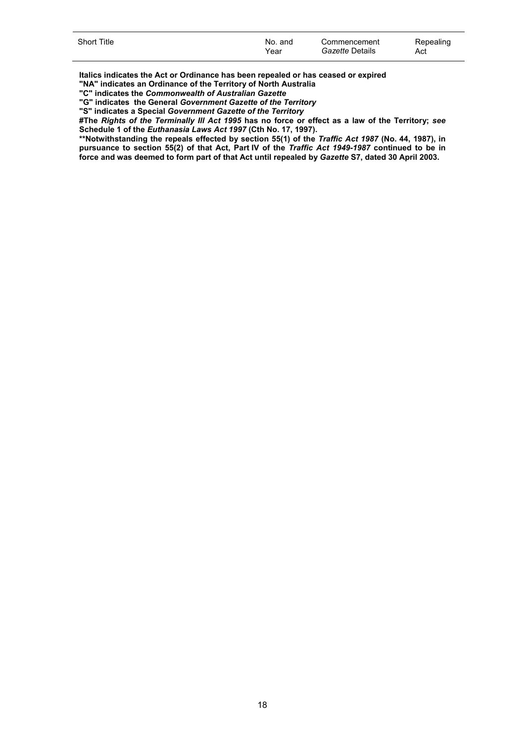| Short Title | No. and Year | Commencement *Gazette* Details | Repealing Act |
|---|---|---|---|

**Italics indicates the Act or Ordinance has been repealed or has ceased or expired**
**"NA" indicates an Ordinance of the Territory of North Australia**
**"C" indicates the *Commonwealth of Australian Gazette***
**"G" indicates the General *Government Gazette of the Territory***
**"S" indicates a Special *Government Gazette of the Territory***
**#The *Rights of the Terminally Ill Act 1995* has no force or effect as a law of the Territory; *see* Schedule 1 of the *Euthanasia Laws Act 1997* (Cth No. 17, 1997).**
**\*\*Notwithstanding the repeals effected by section 55(1) of the *Traffic Act 1987* (No. 44, 1987), in pursuance to section 55(2) of that Act, Part IV of the *Traffic Act 1949-1987* continued to be in force and was deemed to form part of that Act until repealed by *Gazette* S7, dated 30 April 2003.**